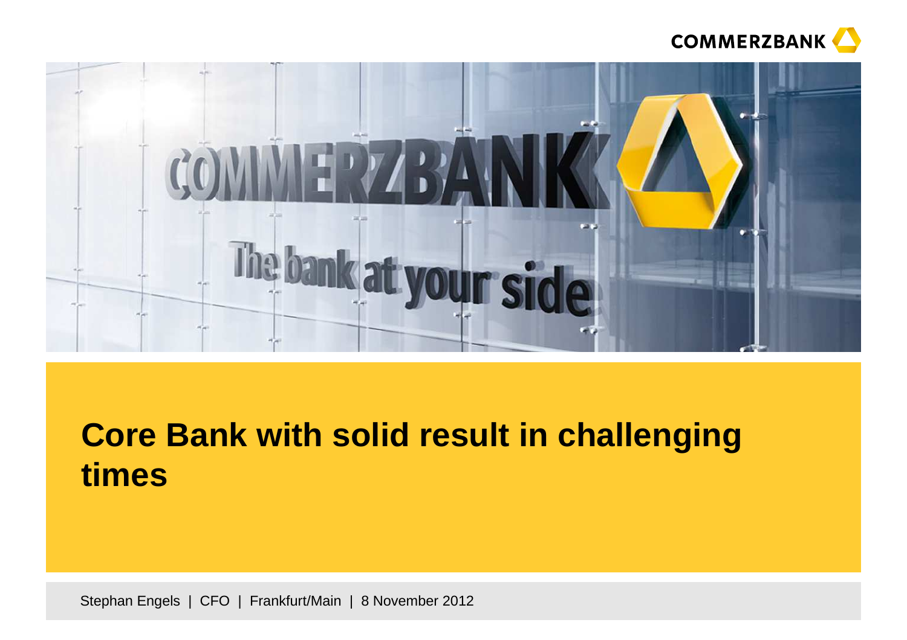# Core Bank with solid result in challenging times

Stephan Engels | CFO | Frankfurt/Main | 8 November 2012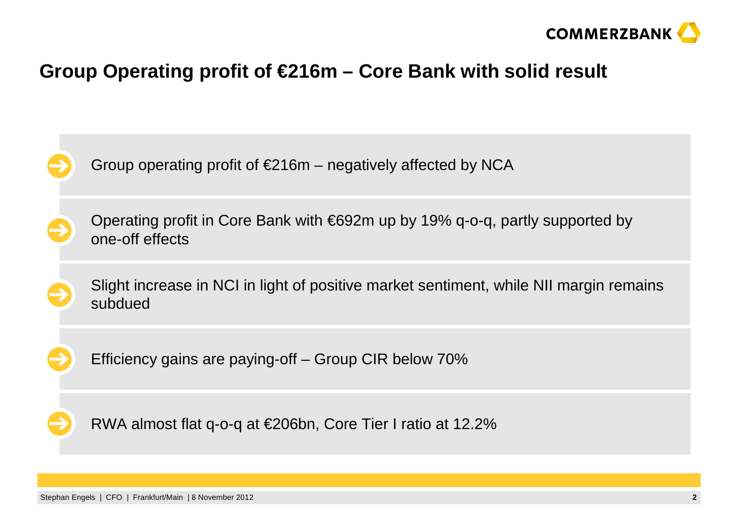# Group Operating profit of €216m – Core Bank with solid result

- Group operating profit of €216m – negatively affected by NCA
- Operating profit in Core Bank with €692m up by 19% q-o-q, partly supported by one-off effects
- Slight increase in NCI in light of positive market sentiment, while NII margin remains subdued
- Efficiency gains are paying-off – Group CIR below 70%
- RWA almost flat q-o-q at €206bn, Core Tier I ratio at 12.2%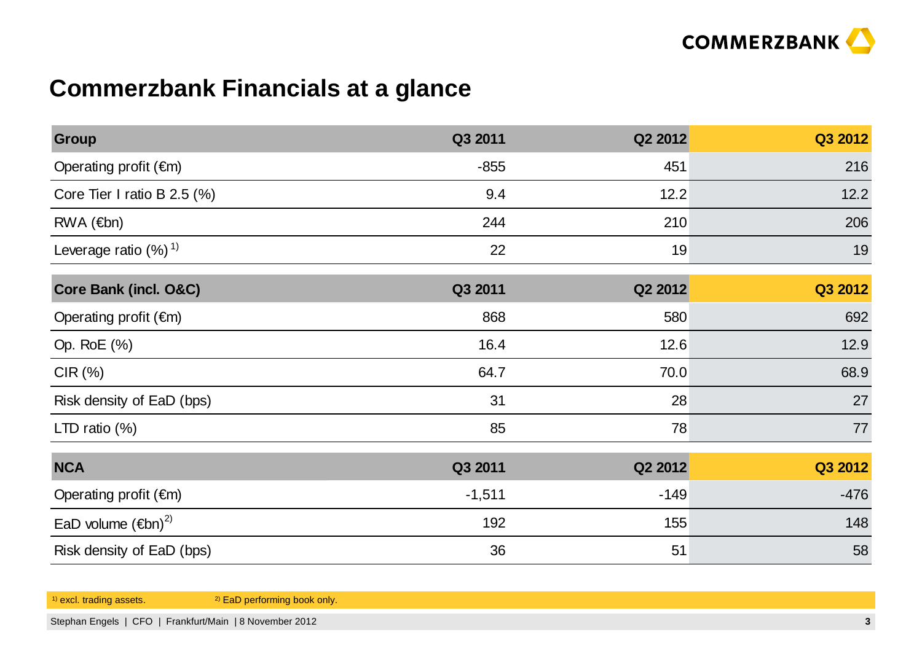# Commerzbank Financials at a glance

| Group | Q3 2011 | Q2 2012 | Q3 2012 |
|---|---|---|---|
| Operating profit (€m) | -855 | 451 | 216 |
| Core Tier I ratio B 2.5 (%) | 9.4 | 12.2 | 12.2 |
| RWA (€bn) | 244 | 210 | 206 |
| Leverage ratio (%) [1] | 22 | 19 | 19 |

| Core Bank (incl. O&C) | Q3 2011 | Q2 2012 | Q3 2012 |
|---|---|---|---|
| Operating profit (€m) | 868 | 580 | 692 |
| Op. RoE (%) | 16.4 | 12.6 | 12.9 |
| CIR (%) | 64.7 | 70.0 | 68.9 |
| Risk density of EaD (bps) | 31 | 28 | 27 |
| LTD ratio (%) | 85 | 78 | 77 |

| NCA | Q3 2011 | Q2 2012 | Q3 2012 |
|---|---|---|---|
| Operating profit (€m) | -1,511 | -149 | -476 |
| EaD volume (€bn) [2] | 192 | 155 | 148 |
| Risk density of EaD (bps) | 36 | 51 | 58 |

[1] excl. trading assets. [2] EaD performing book only.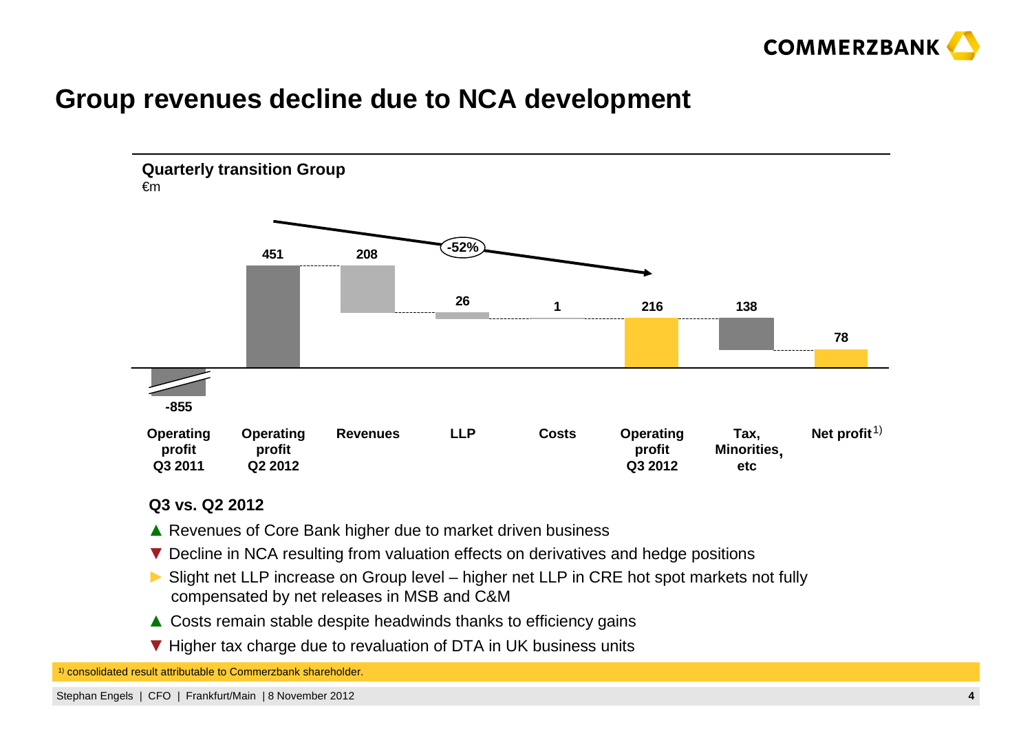# Group revenues decline due to NCA development

**Quarterly transition Group**
€m

| Operating profit Q3 2011 | Operating profit Q2 2012 | Revenues | LLP | Costs | Operating profit Q3 2012 | Tax, Minorities, etc | Net profit[1] |
|---|---|---|---|---|---|---|---|
| -855 | 451 | 208 | 26 | 1 | 216 | 138 | 78 |

-52%

**Q3 vs. Q2 2012**

- ▲ Revenues of Core Bank higher due to market driven business
- ▼ Decline in NCA resulting from valuation effects on derivatives and hedge positions
- ► Slight net LLP increase on Group level – higher net LLP in CRE hot spot markets not fully compensated by net releases in MSB and C&M
- ▲ Costs remain stable despite headwinds thanks to efficiency gains
- ▼ Higher tax charge due to revaluation of DTA in UK business units

[1] consolidated result attributable to Commerzbank shareholder.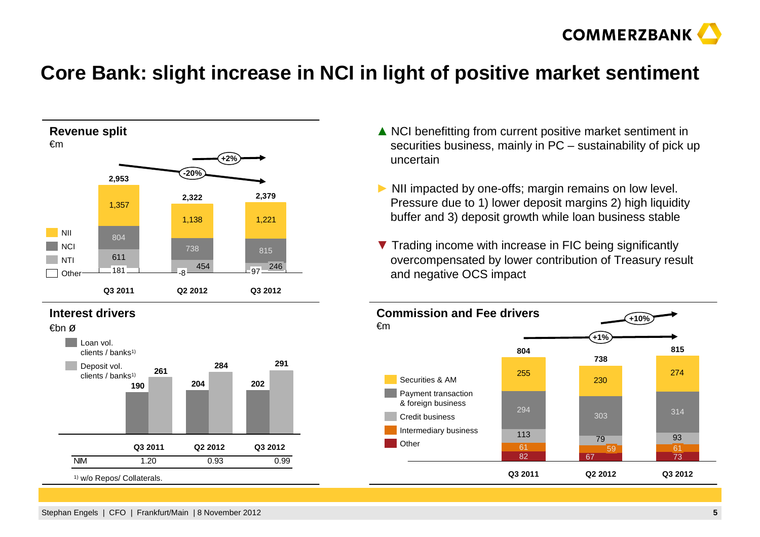# Core Bank: slight increase in NCI in light of positive market sentiment

## Revenue split

€m

| | Q3 2011 | Q2 2012 | Q3 2012 |
|---|---|---|---|
| NII | 1,357 | 1,138 | 1,221 |
| NCI | 804 | 738 | 815 |
| NTI | 611 | 454 | 246 |
| Other | 181 | -8 | 97 |
| **Total** | **2,953** | **2,322** | **2,379** |

Q3 2011 → Q3 2012: -20%; Q2 2012 → Q3 2012: +2%

- ▲ NCI benefitting from current positive market sentiment in securities business, mainly in PC – sustainability of pick up uncertain
- ► NII impacted by one-offs; margin remains on low level. Pressure due to 1) lower deposit margins 2) high liquidity buffer and 3) deposit growth while loan business stable
- ▼ Trading income with increase in FIC being significantly overcompensated by lower contribution of Treasury result and negative OCS impact

## Interest drivers

€bn ø

| | Q3 2011 | Q2 2012 | Q3 2012 |
|---|---|---|---|
| Loan vol. clients / banks[1] | 190 | 204 | 202 |
| Deposit vol. clients / banks[1] | 261 | 284 | 291 |
| NIM | 1.20 | 0.93 | 0.99 |

[1] w/o Repos/ Collaterals.

## Commission and Fee drivers

€m

| | Q3 2011 | Q2 2012 | Q3 2012 |
|---|---|---|---|
| Securities & AM | 255 | 230 | 274 |
| Payment transaction & foreign business | 294 | 303 | 314 |
| Credit business | 113 | 79 | 93 |
| Intermediary business | 61 | 59 | 61 |
| Other | 82 | 67 | 73 |
| **Total** | **804** | **738** | **815** |

Q3 2011 → Q3 2012: +1%; Q2 2012 → Q3 2012: +10%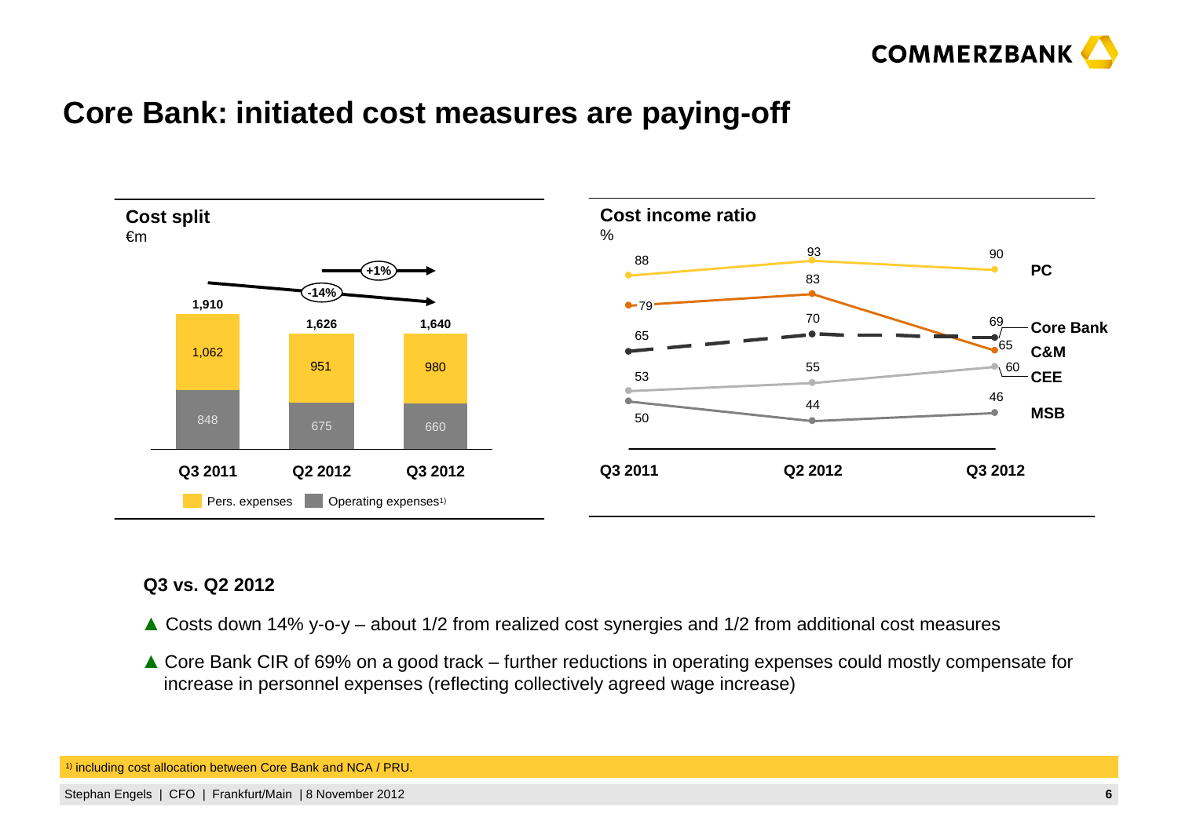# Core Bank: initiated cost measures are paying-off

## Cost split

€m

| | Q3 2011 | Q2 2012 | Q3 2012 |
|---|---|---|---|
| Pers. expenses | 1,062 | 951 | 980 |
| Operating expenses[1] | 848 | 675 | 660 |
| Total | 1,910 | 1,626 | 1,640 |

-14% (Q3 2011 to Q3 2012); +1% (Q2 2012 to Q3 2012)

## Cost income ratio

%

| | Q3 2011 | Q2 2012 | Q3 2012 |
|---|---|---|---|
| PC | 88 | 93 | 90 |
| Core Bank | 65 | 70 | 69 |
| C&M | 79 | 83 | 65 |
| CEE | 53 | 55 | 60 |
| MSB | 50 | 44 | 46 |

### Q3 vs. Q2 2012

- ▲ Costs down 14% y-o-y – about 1/2 from realized cost synergies and 1/2 from additional cost measures
- ▲ Core Bank CIR of 69% on a good track – further reductions in operating expenses could mostly compensate for increase in personnel expenses (reflecting collectively agreed wage increase)

[1] including cost allocation between Core Bank and NCA / PRU.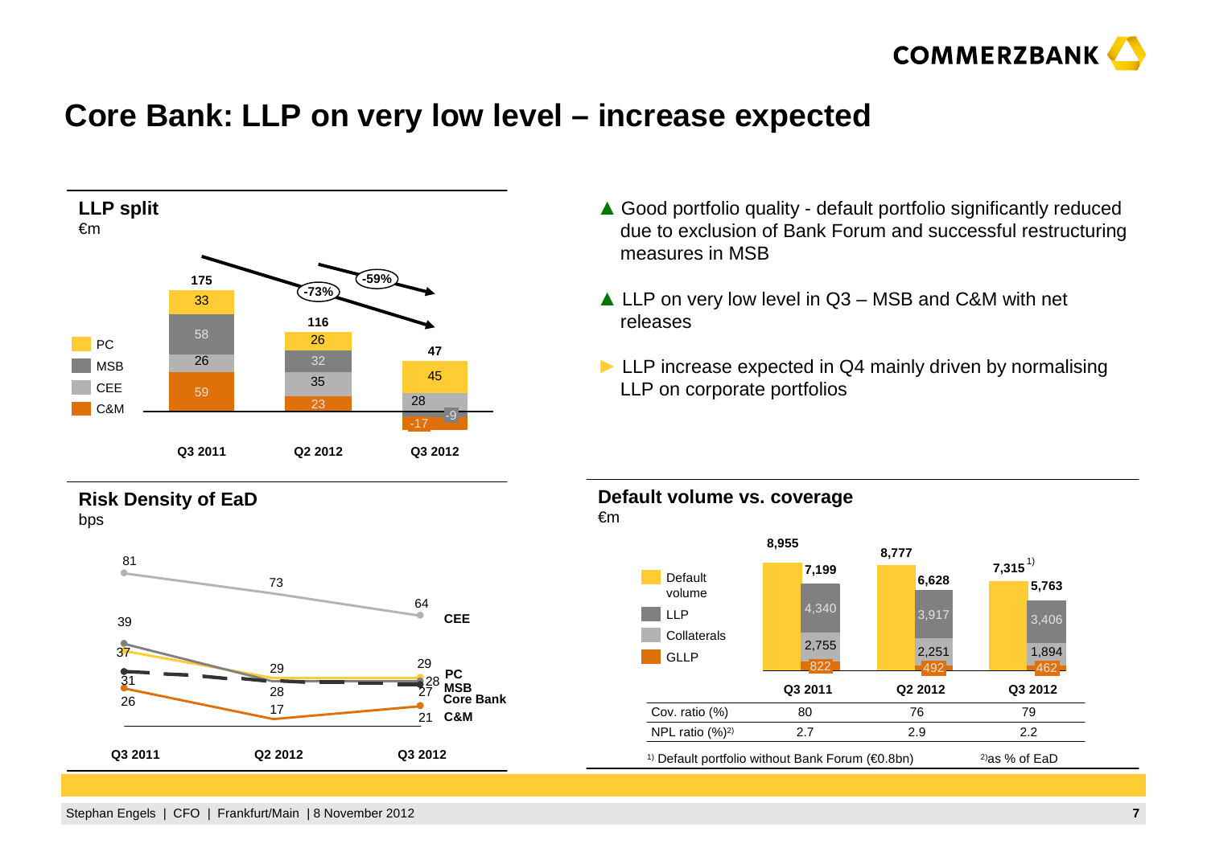# Core Bank: LLP on very low level – increase expected

## LLP split
€m

| | Q3 2011 | Q2 2012 | Q3 2012 |
|---|---|---|---|
| PC | 33 | 26 | 45 |
| MSB | 58 | 32 | -9 |
| CEE | 26 | 35 | 28 |
| C&M | 59 | 23 | -17 |
| **Total** | **175** | **116** | **47** |

-73% (Q3 2011 to Q3 2012); -59% (Q2 2012 to Q3 2012)

- ▲ Good portfolio quality - default portfolio significantly reduced due to exclusion of Bank Forum and successful restructuring measures in MSB
- ▲ LLP on very low level in Q3 – MSB and C&M with net releases
- ► LLP increase expected in Q4 mainly driven by normalising LLP on corporate portfolios

## Risk Density of EaD
bps

| | Q3 2011 | Q2 2012 | Q3 2012 |
|---|---|---|---|
| CEE | 81 | 73 | 64 |
| PC | 37 | 29 | 29 |
| MSB | 39 | 28 | 28 |
| Core Bank | 31 | 28 | 27 |
| C&M | 26 | 17 | 21 |

## Default volume vs. coverage
€m

| | Q3 2011 | Q2 2012 | Q3 2012 |
|---|---|---|---|
| Default volume | 8,955 | 8,777 | 7,315[1] |
| LLP + Collaterals + GLLP | 7,199 | 6,628 | 5,763 |
| LLP | 4,340 | 3,917 | 3,406 |
| Collaterals | 2,755 | 2,251 | 1,894 |
| GLLP | 822 | 492 | 462 |
| Cov. ratio (%) | 80 | 76 | 79 |
| NPL ratio (%)[2] | 2.7 | 2.9 | 2.2 |

[1] Default portfolio without Bank Forum (€0.8bn)

[2] as % of EaD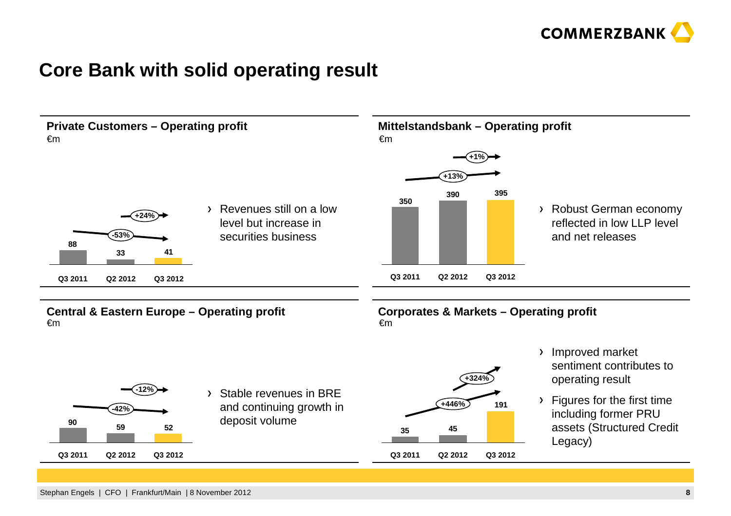# Core Bank with solid operating result

## Private Customers – Operating profit

€m

| Q3 2011 | Q2 2012 | Q3 2012 |
|---|---|---|
| 88 | 33 | 41 |

Change Q3 2011 to Q3 2012: -53%; change Q2 2012 to Q3 2012: +24%

- Revenues still on a low level but increase in securities business

## Mittelstandsbank – Operating profit

€m

| Q3 2011 | Q2 2012 | Q3 2012 |
|---|---|---|
| 350 | 390 | 395 |

Change Q3 2011 to Q3 2012: +13%; change Q2 2012 to Q3 2012: +1%

- Robust German economy reflected in low LLP level and net releases

## Central & Eastern Europe – Operating profit

€m

| Q3 2011 | Q2 2012 | Q3 2012 |
|---|---|---|
| 90 | 59 | 52 |

Change Q3 2011 to Q3 2012: -42%; change Q2 2012 to Q3 2012: -12%

- Stable revenues in BRE and continuing growth in deposit volume

## Corporates & Markets – Operating profit

€m

| Q3 2011 | Q2 2012 | Q3 2012 |
|---|---|---|
| 35 | 45 | 191 |

Change Q3 2011 to Q3 2012: +446%; change Q2 2012 to Q3 2012: +324%

- Improved market sentiment contributes to operating result
- Figures for the first time including former PRU assets (Structured Credit Legacy)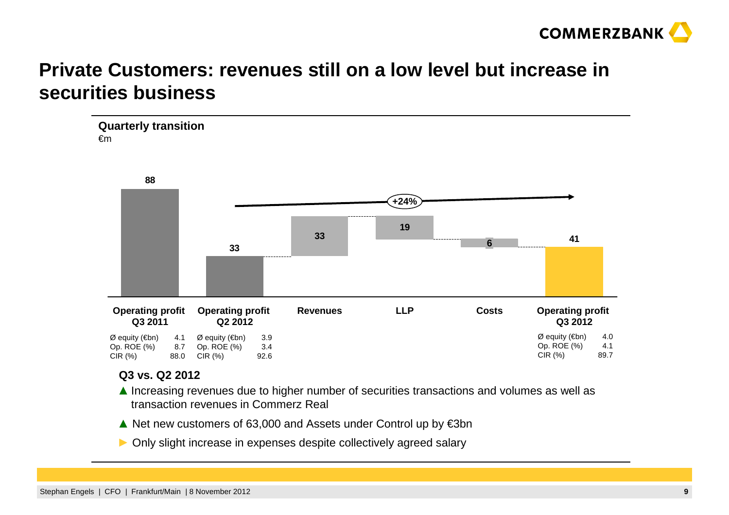# Private Customers: revenues still on a low level but increase in securities business

**Quarterly transition**
€m

| | Operating profit Q3 2011 | Operating profit Q2 2012 | Revenues | LLP | Costs | Operating profit Q3 2012 |
|---|---|---|---|---|---|---|
| Value | 88 | 33 | 33 | 19 | 6 | 41 |

+24%

| | Operating profit Q3 2011 | Operating profit Q2 2012 | Operating profit Q3 2012 |
|---|---|---|---|
| Ø equity (€bn) | 4.1 | 3.9 | 4.0 |
| Op. ROE (%) | 8.7 | 3.4 | 4.1 |
| CIR (%) | 88.0 | 92.6 | 89.7 |

**Q3 vs. Q2 2012**

- ▲ Increasing revenues due to higher number of securities transactions and volumes as well as transaction revenues in Commerz Real
- ▲ Net new customers of 63,000 and Assets under Control up by €3bn
- ► Only slight increase in expenses despite collectively agreed salary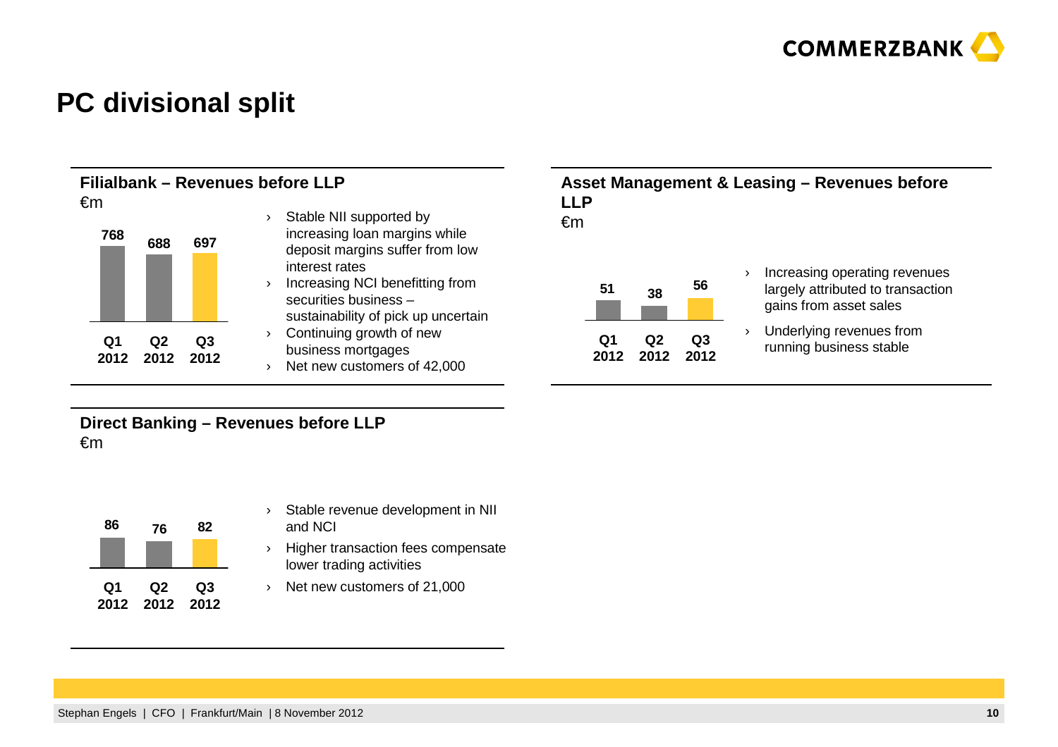# PC divisional split

## Filialbank – Revenues before LLP

€m

| Q1 2012 | Q2 2012 | Q3 2012 |
|---|---|---|
| 768 | 688 | 697 |

- Stable NII supported by increasing loan margins while deposit margins suffer from low interest rates
- Increasing NCI benefitting from securities business – sustainability of pick up uncertain
- Continuing growth of new business mortgages
- Net new customers of 42,000

## Asset Management & Leasing – Revenues before LLP

€m

| Q1 2012 | Q2 2012 | Q3 2012 |
|---|---|---|
| 51 | 38 | 56 |

- Increasing operating revenues largely attributed to transaction gains from asset sales
- Underlying revenues from running business stable

## Direct Banking – Revenues before LLP

€m

| Q1 2012 | Q2 2012 | Q3 2012 |
|---|---|---|
| 86 | 76 | 82 |

- Stable revenue development in NII and NCI
- Higher transaction fees compensate lower trading activities
- Net new customers of 21,000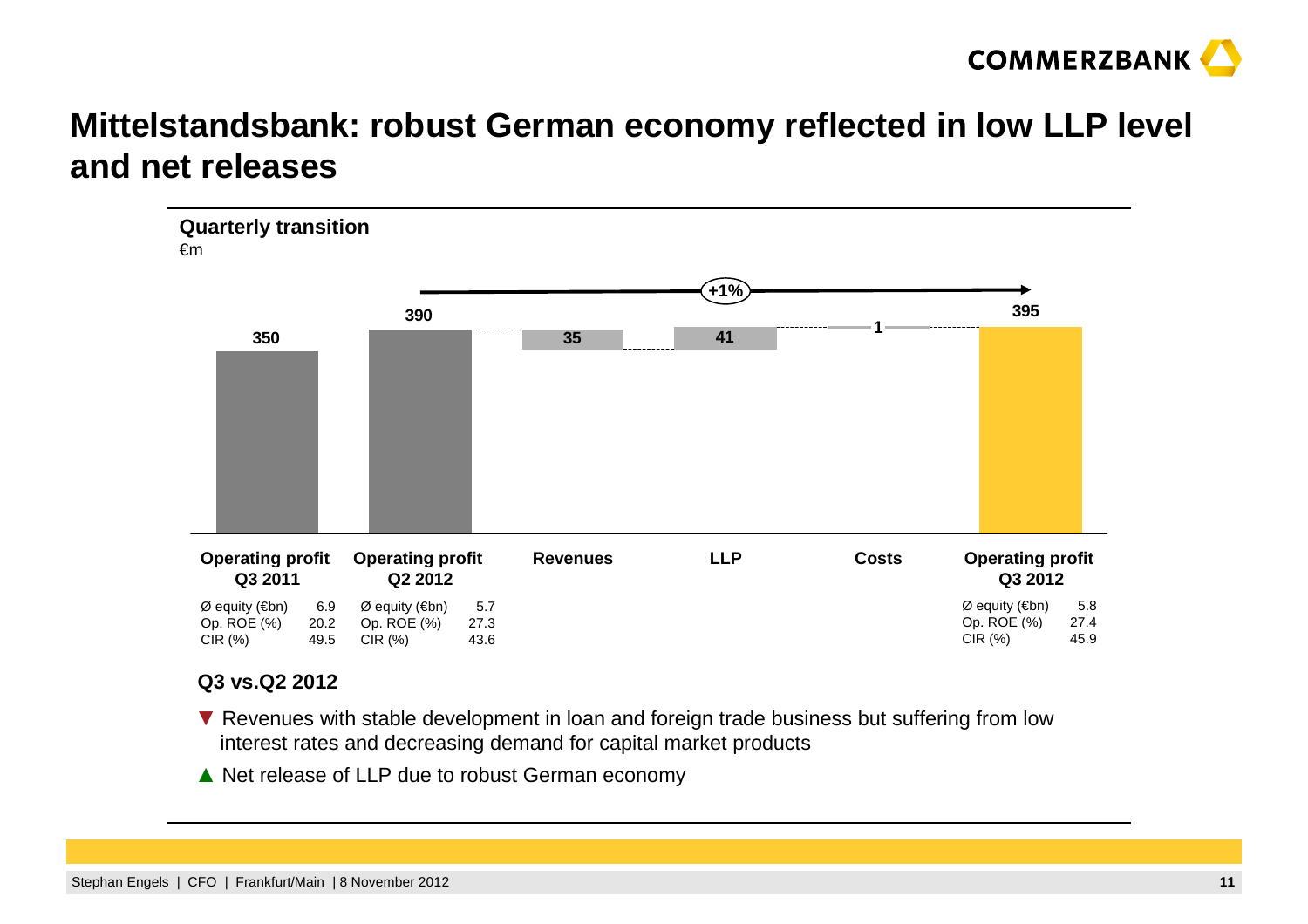# Mittelstandsbank: robust German economy reflected in low LLP level and net releases

**Quarterly transition**

€m

| | Operating profit Q3 2011 | Operating profit Q2 2012 | Revenues | LLP | Costs | Operating profit Q3 2012 |
|---|---|---|---|---|---|---|
| Value | 350 | 390 | 35 | 41 | 1 | 395 |

+1%

| | Operating profit Q3 2011 | Operating profit Q2 2012 | Operating profit Q3 2012 |
|---|---|---|---|
| Ø equity (€bn) | 6.9 | 5.7 | 5.8 |
| Op. ROE (%) | 20.2 | 27.3 | 27.4 |
| CIR (%) | 49.5 | 43.6 | 45.9 |

**Q3 vs.Q2 2012**

▼ Revenues with stable development in loan and foreign trade business but suffering from low interest rates and decreasing demand for capital market products

▲ Net release of LLP due to robust German economy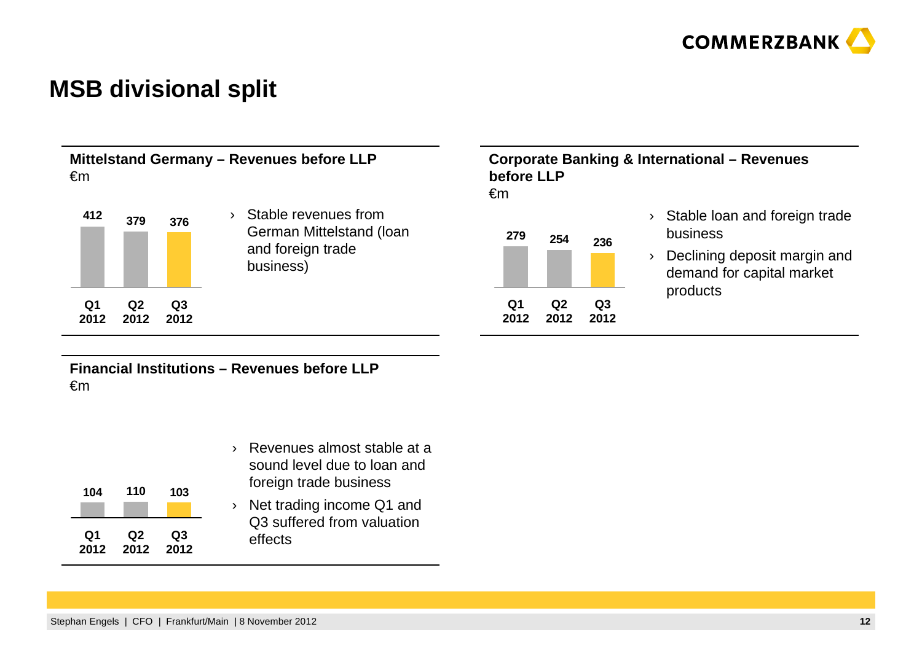# MSB divisional split

## Mittelstand Germany – Revenues before LLP

€m

| Q1 2012 | Q2 2012 | Q3 2012 |
|---|---|---|
| 412 | 379 | 376 |

› Stable revenues from German Mittelstand (loan and foreign trade business)

## Corporate Banking & International – Revenues before LLP

€m

| Q1 2012 | Q2 2012 | Q3 2012 |
|---|---|---|
| 279 | 254 | 236 |

› Stable loan and foreign trade business

› Declining deposit margin and demand for capital market products

## Financial Institutions – Revenues before LLP

€m

| Q1 2012 | Q2 2012 | Q3 2012 |
|---|---|---|
| 104 | 110 | 103 |

› Revenues almost stable at a sound level due to loan and foreign trade business

› Net trading income Q1 and Q3 suffered from valuation effects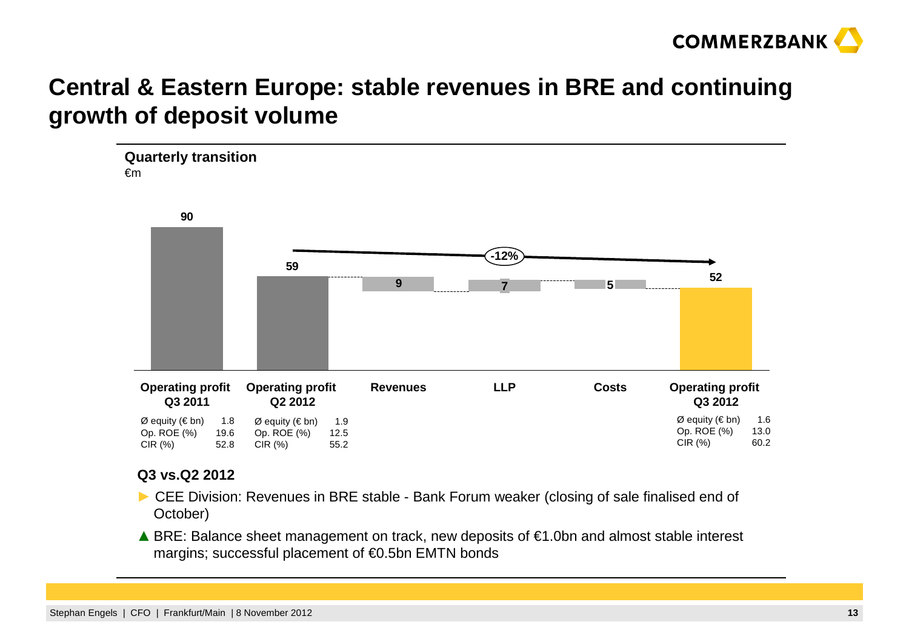# Central & Eastern Europe: stable revenues in BRE and continuing growth of deposit volume

**Quarterly transition**

€m

| | Operating profit Q3 2011 | Operating profit Q2 2012 | Revenues | LLP | Costs | Operating profit Q3 2012 |
|---|---|---|---|---|---|---|
| €m | 90 | 59 | 9 | 7 | 5 | 52 |
| Ø equity (€ bn) | 1.8 | 1.9 | | | | 1.6 |
| Op. ROE (%) | 19.6 | 12.5 | | | | 13.0 |
| CIR (%) | 52.8 | 55.2 | | | | 60.2 |

-12% (Q2 2012 to Q3 2012)

**Q3 vs.Q2 2012**

- ► CEE Division: Revenues in BRE stable - Bank Forum weaker (closing of sale finalised end of October)
- ▲ BRE: Balance sheet management on track, new deposits of €1.0bn and almost stable interest margins; successful placement of €0.5bn EMTN bonds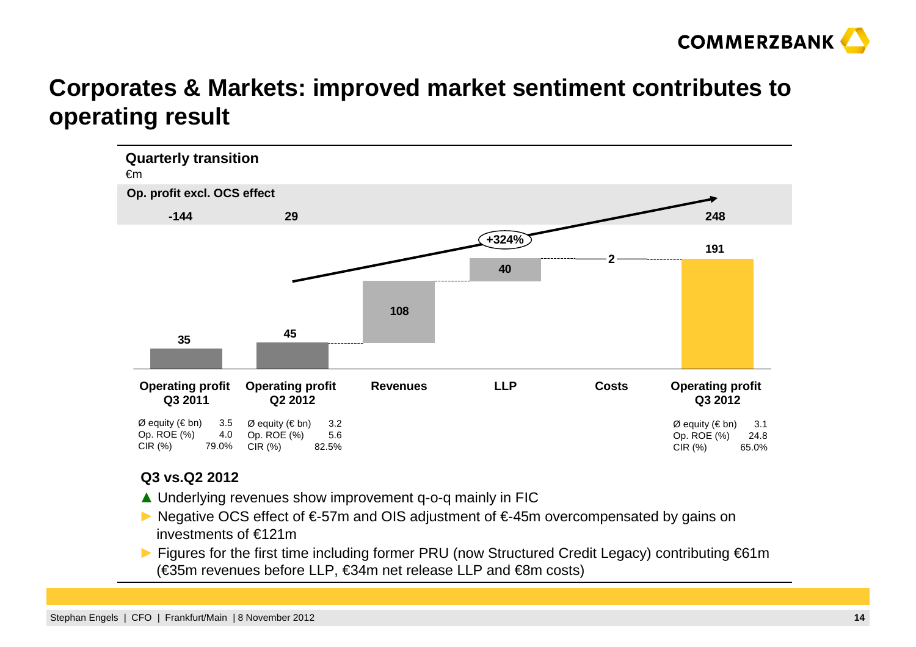# Corporates & Markets: improved market sentiment contributes to operating result

**Quarterly transition**

€m

| | Operating profit Q3 2011 | Operating profit Q2 2012 | Revenues | LLP | Costs | Operating profit Q3 2012 |
|---|---|---|---|---|---|---|
| Op. profit excl. OCS effect | -144 | 29 | | | | 248 |
| €m | 35 | 45 | 108 | 40 | 2 | 191 |

+324%

| | Operating profit Q3 2011 | Operating profit Q2 2012 | Operating profit Q3 2012 |
|---|---|---|---|
| Ø equity (€ bn) | 3.5 | 3.2 | 3.1 |
| Op. ROE (%) | 4.0 | 5.6 | 24.8 |
| CIR (%) | 79.0% | 82.5% | 65.0% |

**Q3 vs.Q2 2012**

- ▲ Underlying revenues show improvement q-o-q mainly in FIC
- ► Negative OCS effect of €-57m and OIS adjustment of €-45m overcompensated by gains on investments of €121m
- ► Figures for the first time including former PRU (now Structured Credit Legacy) contributing €61m (€35m revenues before LLP, €34m net release LLP and €8m costs)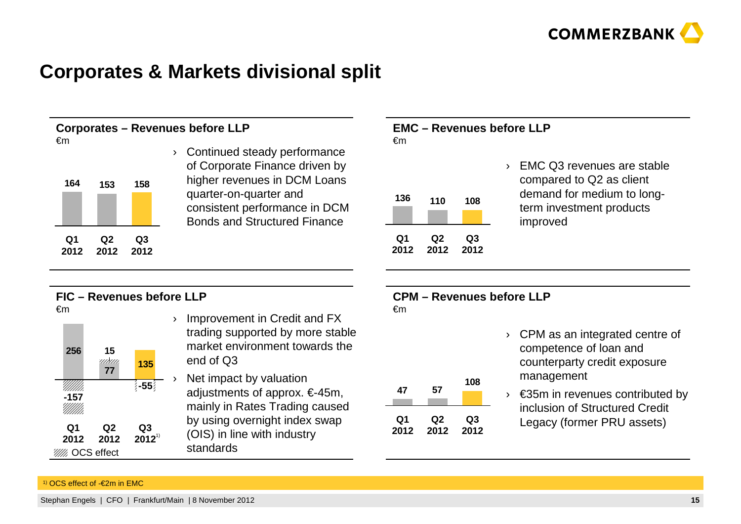# Corporates & Markets divisional split

## Corporates – Revenues before LLP

€m

| Q1 2012 | Q2 2012 | Q3 2012 |
|---|---|---|
| 164 | 153 | 158 |

- Continued steady performance of Corporate Finance driven by higher revenues in DCM Loans quarter-on-quarter and consistent performance in DCM Bonds and Structured Finance

## EMC – Revenues before LLP

€m

| Q1 2012 | Q2 2012 | Q3 2012 |
|---|---|---|
| 136 | 110 | 108 |

- EMC Q3 revenues are stable compared to Q2 as client demand for medium to long-term investment products improved

## FIC – Revenues before LLP

€m

| | Q1 2012 | Q2 2012 | Q3 2012[1] |
|---|---|---|---|
| Revenues | 256 | 77 | 135 |
| OCS effect | -157 | 15 | -55 |

- Improvement in Credit and FX trading supported by more stable market environment towards the end of Q3
- Net impact by valuation adjustments of approx. €-45m, mainly in Rates Trading caused by using overnight index swap (OIS) in line with industry standards

## CPM – Revenues before LLP

€m

| Q1 2012 | Q2 2012 | Q3 2012 |
|---|---|---|
| 47 | 57 | 108 |

- CPM as an integrated centre of competence of loan and counterparty credit exposure management
- €35m in revenues contributed by inclusion of Structured Credit Legacy (former PRU assets)

[1] OCS effect of -€2m in EMC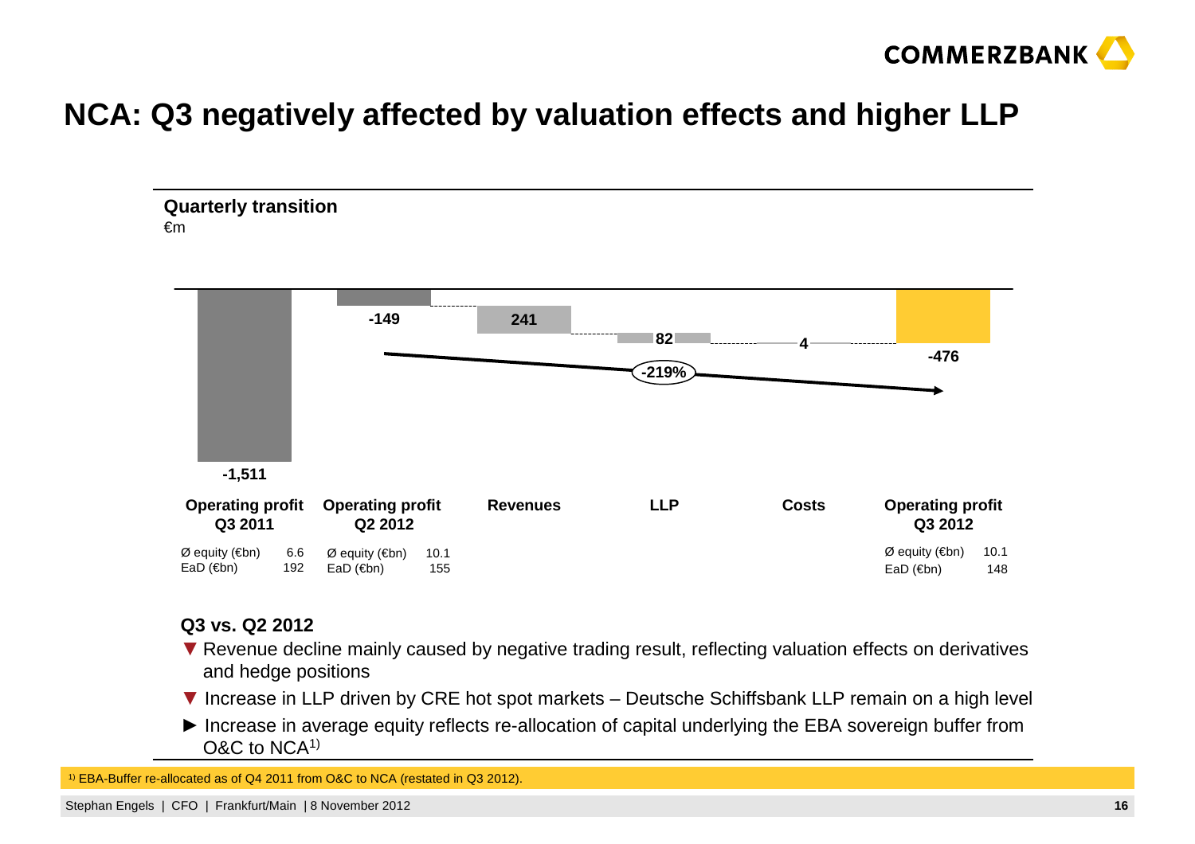# NCA: Q3 negatively affected by valuation effects and higher LLP

## Quarterly transition

€m

| Operating profit Q3 2011 | Operating profit Q2 2012 | Revenues | LLP | Costs | Operating profit Q3 2012 |
|---|---|---|---|---|---|
| -1,511 | -149 | 241 | 82 | 4 | -476 |

-219%

| | Operating profit Q3 2011 | Operating profit Q2 2012 | Operating profit Q3 2012 |
|---|---|---|---|
| Ø equity (€bn) | 6.6 | 10.1 | 10.1 |
| EaD (€bn) | 192 | 155 | 148 |

**Q3 vs. Q2 2012**

- ▼ Revenue decline mainly caused by negative trading result, reflecting valuation effects on derivatives and hedge positions
- ▼ Increase in LLP driven by CRE hot spot markets – Deutsche Schiffsbank LLP remain on a high level
- ► Increase in average equity reflects re-allocation of capital underlying the EBA sovereign buffer from O&C to NCA[1)]

[1)] EBA-Buffer re-allocated as of Q4 2011 from O&C to NCA (restated in Q3 2012).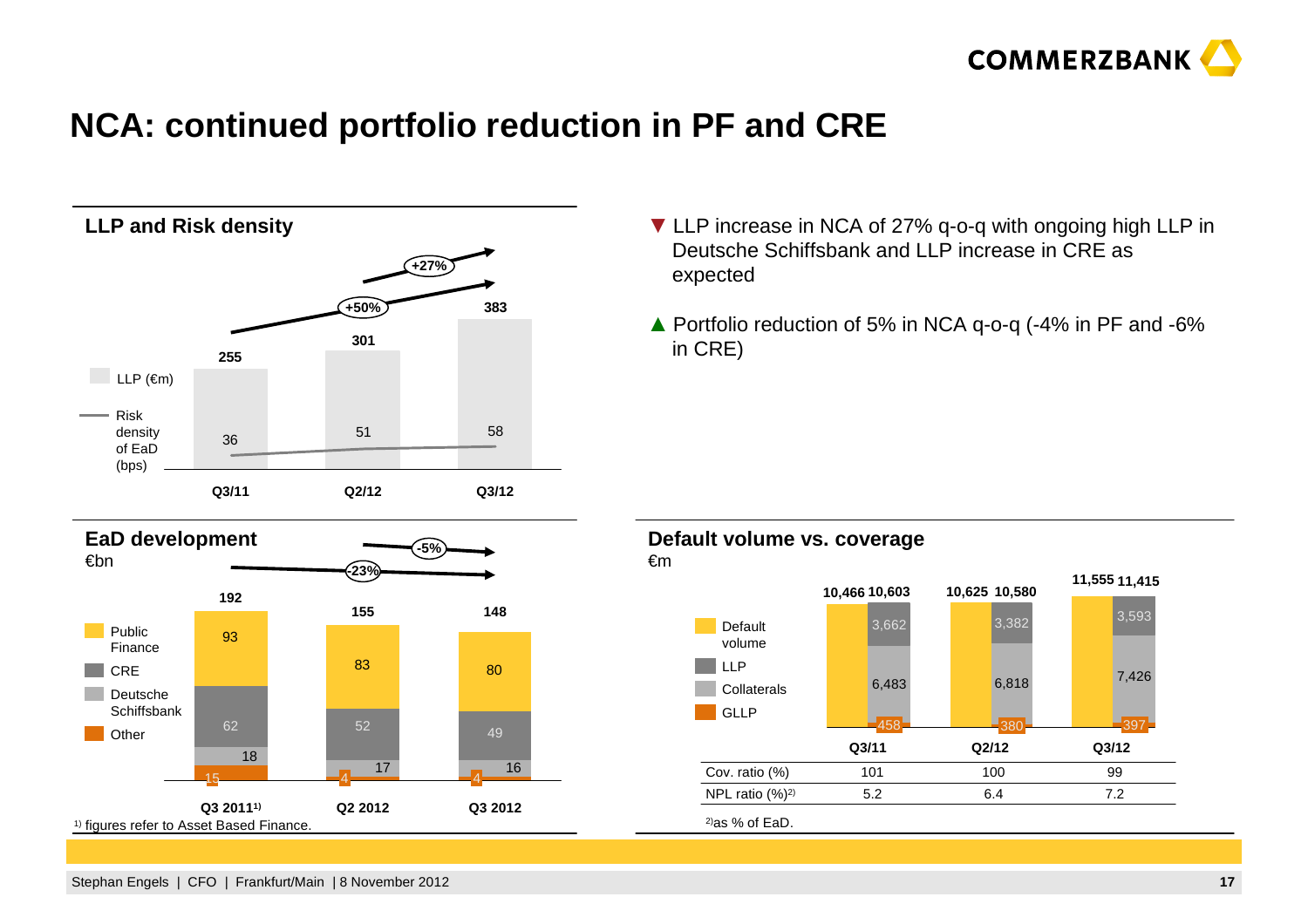# NCA: continued portfolio reduction in PF and CRE

## LLP and Risk density

| | Q3/11 | Q2/12 | Q3/12 |
|---|---|---|---|
| LLP (€m) | 255 | 301 | 383 |
| Risk density of EaD (bps) | 36 | 51 | 58 |

+50% (Q3/11 → Q3/12), +27% (Q2/12 → Q3/12)

## EaD development

€bn

| | Q3 2011[1] | Q2 2012 | Q3 2012 |
|---|---|---|---|
| Public Finance | 93 | 83 | 80 |
| CRE | 62 | 52 | 49 |
| Deutsche Schiffsbank | 18 | 17 | 16 |
| Other | 15 | 4 | 4 |
| **Total** | **192** | **155** | **148** |

-23% (Q3 2011 → Q3 2012), -5% (Q2 2012 → Q3 2012)

[1] figures refer to Asset Based Finance.

- ▼ LLP increase in NCA of 27% q-o-q with ongoing high LLP in Deutsche Schiffsbank and LLP increase in CRE as expected
- ▲ Portfolio reduction of 5% in NCA q-o-q (-4% in PF and -6% in CRE)

## Default volume vs. coverage

€m

| | Q3/11 | Q2/12 | Q3/12 |
|---|---|---|---|
| Default volume | 10,466 | 10,625 | 11,555 |
| LLP | 3,662 | 3,382 | 3,593 |
| Collaterals | 6,483 | 6,818 | 7,426 |
| GLLP | 458 | 380 | 397 |
| Total coverage | 10,603 | 10,580 | 11,415 |
| Cov. ratio (%) | 101 | 100 | 99 |
| NPL ratio (%)[2] | 5.2 | 6.4 | 7.2 |

[2] as % of EaD.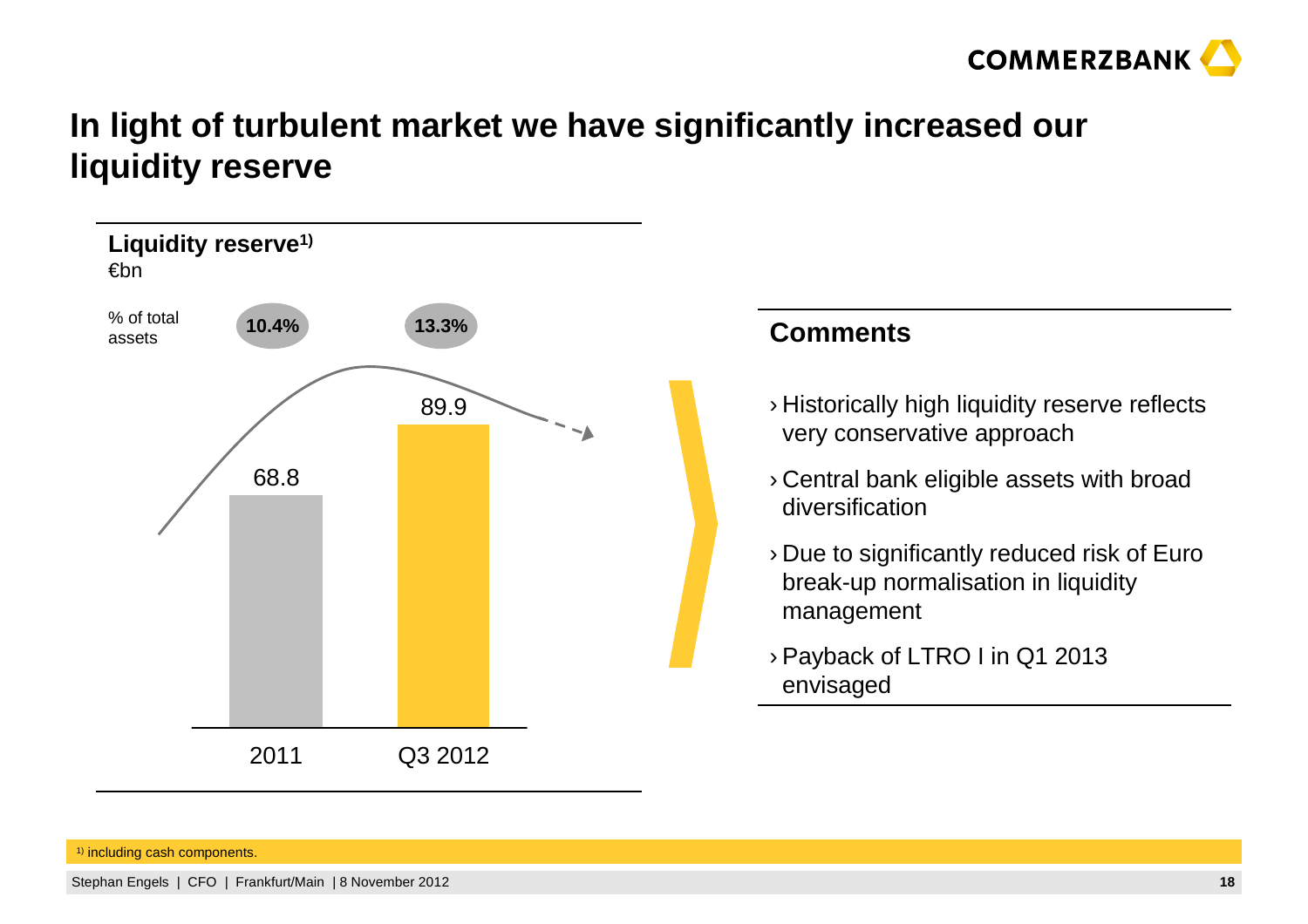# In light of turbulent market we have significantly increased our liquidity reserve

**Liquidity reserve**[1)]
€bn

| | 2011 | Q3 2012 |
|---|---|---|
| % of total assets | 10.4% | 13.3% |
| Liquidity reserve (€bn) | 68.8 | 89.9 |

**Comments**

- Historically high liquidity reserve reflects very conservative approach
- Central bank eligible assets with broad diversification
- Due to significantly reduced risk of Euro break-up normalisation in liquidity management
- Payback of LTRO I in Q1 2013 envisaged

1) including cash components.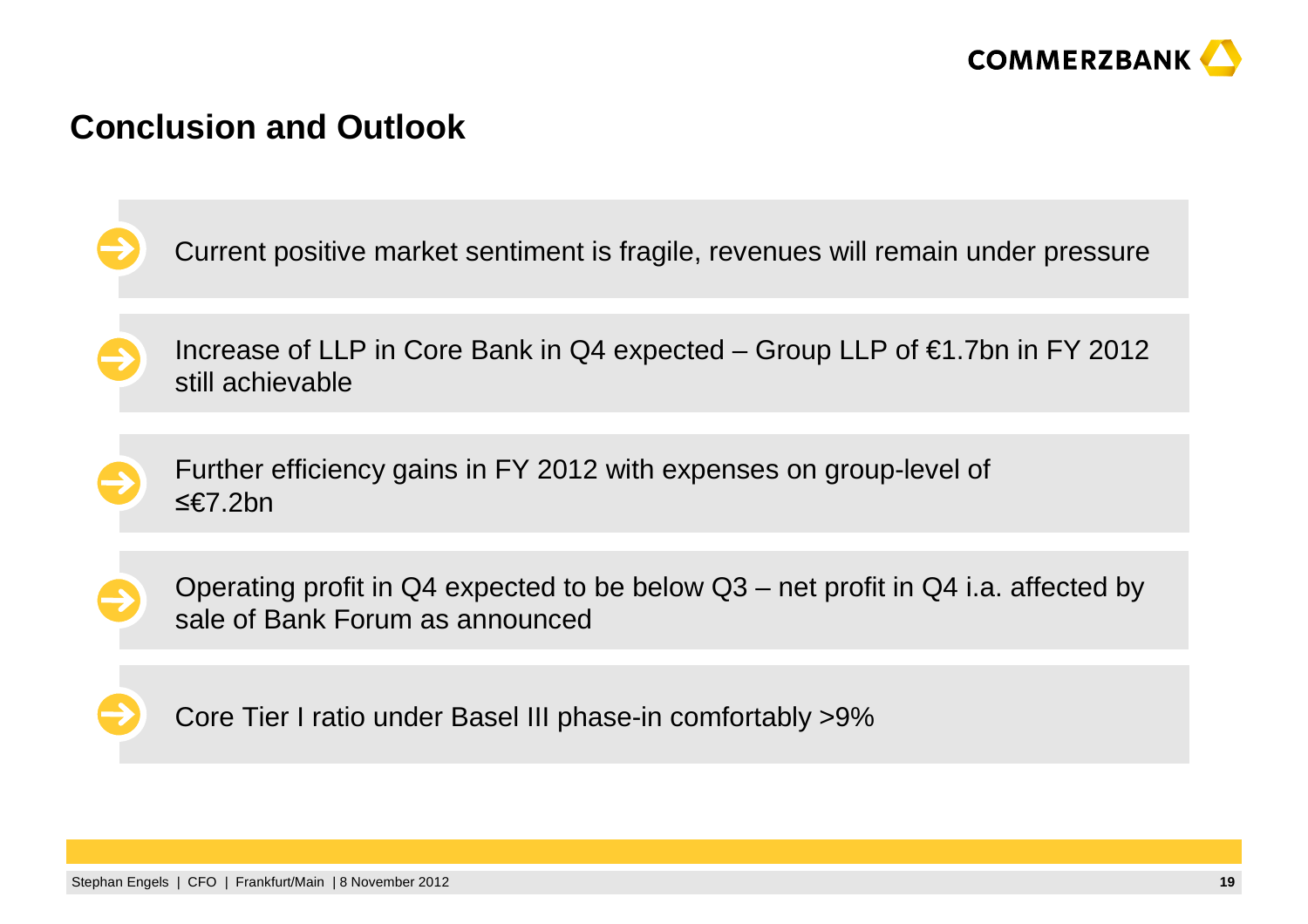# Conclusion and Outlook

- Current positive market sentiment is fragile, revenues will remain under pressure
- Increase of LLP in Core Bank in Q4 expected – Group LLP of €1.7bn in FY 2012 still achievable
- Further efficiency gains in FY 2012 with expenses on group-level of ≤€7.2bn
- Operating profit in Q4 expected to be below Q3 – net profit in Q4 i.a. affected by sale of Bank Forum as announced
- Core Tier I ratio under Basel III phase-in comfortably >9%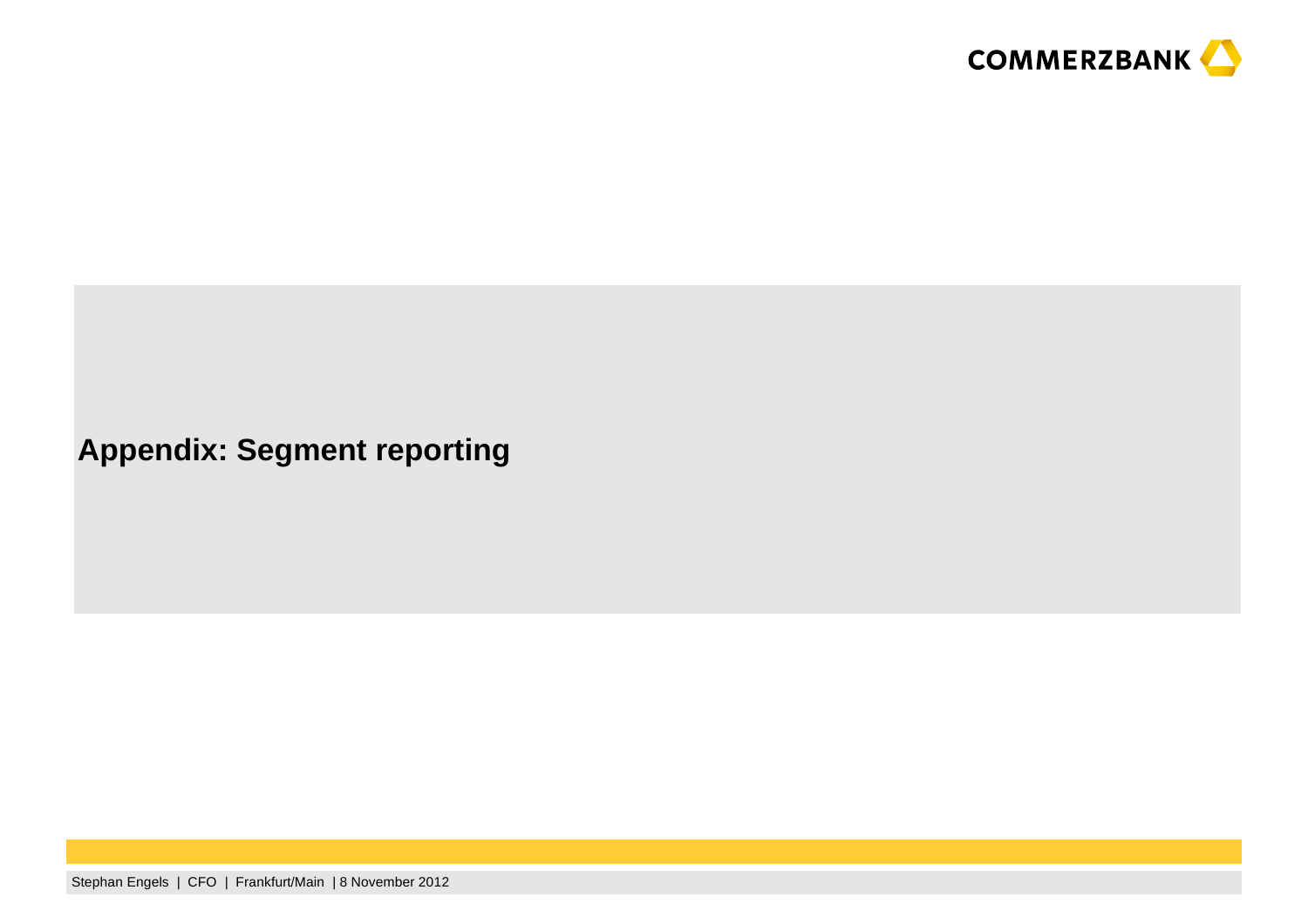# Appendix: Segment reporting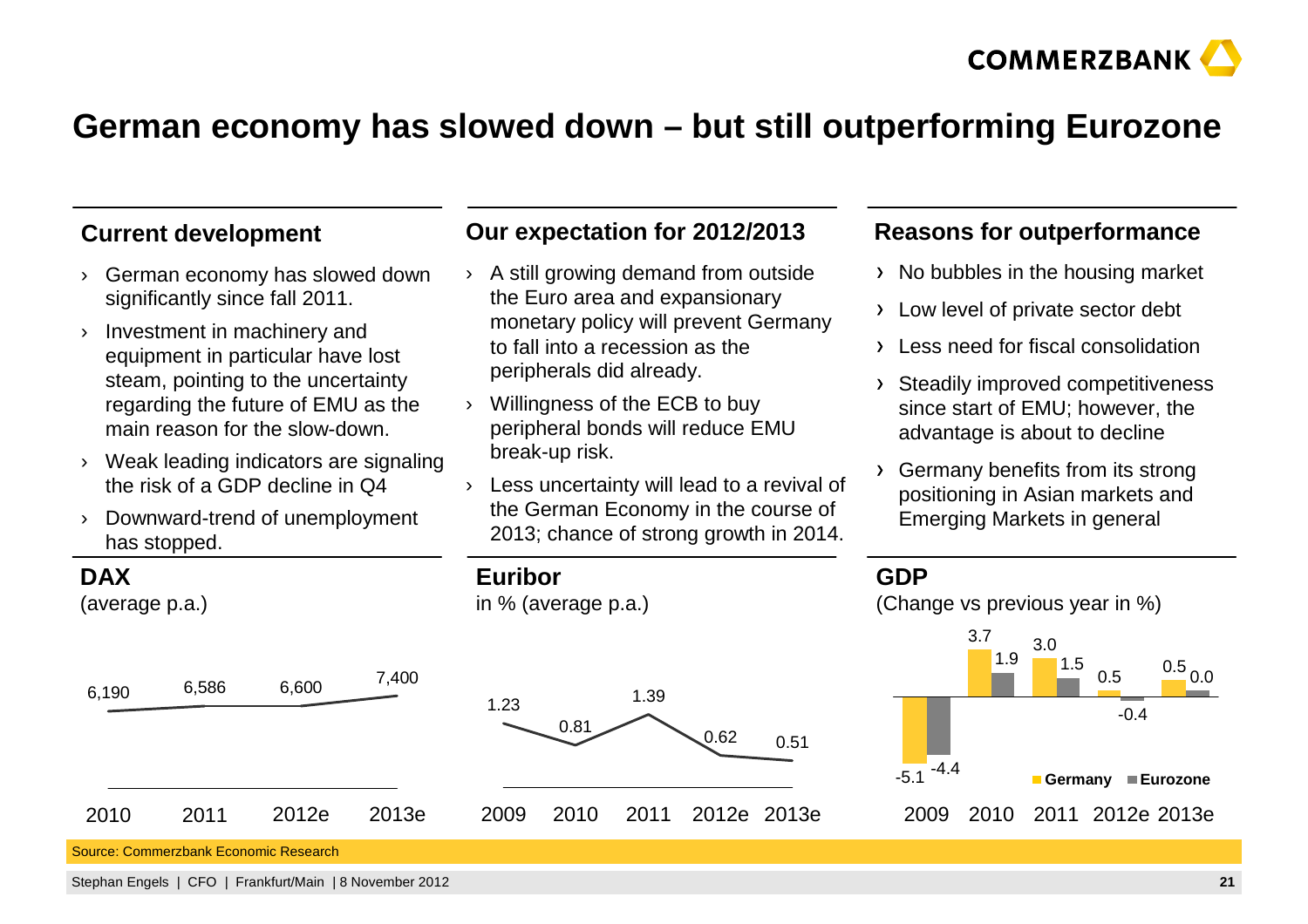# German economy has slowed down – but still outperforming Eurozone

## Current development

- German economy has slowed down significantly since fall 2011.
- Investment in machinery and equipment in particular have lost steam, pointing to the uncertainty regarding the future of EMU as the main reason for the slow-down.
- Weak leading indicators are signaling the risk of a GDP decline in Q4
- Downward-trend of unemployment has stopped.

## Our expectation for 2012/2013

- A still growing demand from outside the Euro area and expansionary monetary policy will prevent Germany to fall into a recession as the peripherals did already.
- Willingness of the ECB to buy peripheral bonds will reduce EMU break-up risk.
- Less uncertainty will lead to a revival of the German Economy in the course of 2013; chance of strong growth in 2014.

## Reasons for outperformance

- No bubbles in the housing market
- Low level of private sector debt
- Less need for fiscal consolidation
- Steadily improved competitiveness since start of EMU; however, the advantage is about to decline
- Germany benefits from its strong positioning in Asian markets and Emerging Markets in general

## DAX

(average p.a.)

| 2010 | 2011 | 2012e | 2013e |
|---|---|---|---|
| 6,190 | 6,586 | 6,600 | 7,400 |

## Euribor

in % (average p.a.)

| 2009 | 2010 | 2011 | 2012e | 2013e |
|---|---|---|---|---|
| 1.23 | 0.81 | 1.39 | 0.62 | 0.51 |

## GDP

(Change vs previous year in %)

| | 2009 | 2010 | 2011 | 2012e | 2013e |
|---|---|---|---|---|---|
| Germany | -5.1 | 3.7 | 3.0 | 0.5 | 0.5 |
| Eurozone | -4.4 | 1.9 | 1.5 | -0.4 | 0.0 |

Source: Commerzbank Economic Research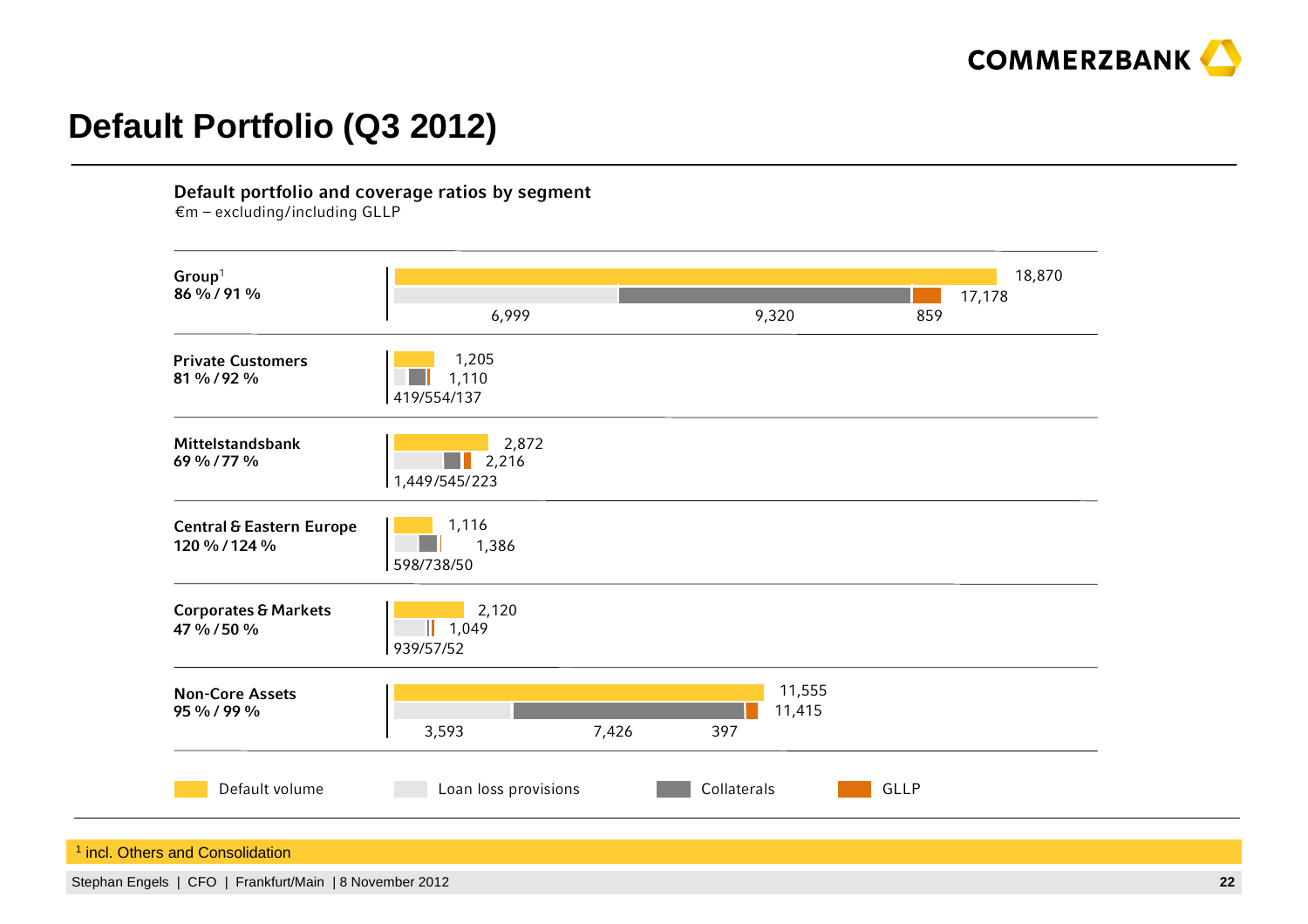# Default Portfolio (Q3 2012)

**Default portfolio and coverage ratios by segment**

€m – excluding/including GLLP

| Segment | Coverage ratio (excl./incl. GLLP) | Default volume | Loan loss provisions | Collaterals | GLLP | Total coverage |
|---|---|---|---|---|---|---|
| Group[1] | 86 % / 91 % | 18,870 | 6,999 | 9,320 | 859 | 17,178 |
| Private Customers | 81 % / 92 % | 1,205 | 419 | 554 | 137 | 1,110 |
| Mittelstandsbank | 69 % / 77 % | 2,872 | 1,449 | 545 | 223 | 2,216 |
| Central & Eastern Europe | 120 % / 124 % | 1,116 | 598 | 738 | 50 | 1,386 |
| Corporates & Markets | 47 % / 50 % | 2,120 | 939 | 57 | 52 | 1,049 |
| Non-Core Assets | 95 % / 99 % | 11,555 | 3,593 | 7,426 | 397 | 11,415 |

[1] incl. Others and Consolidation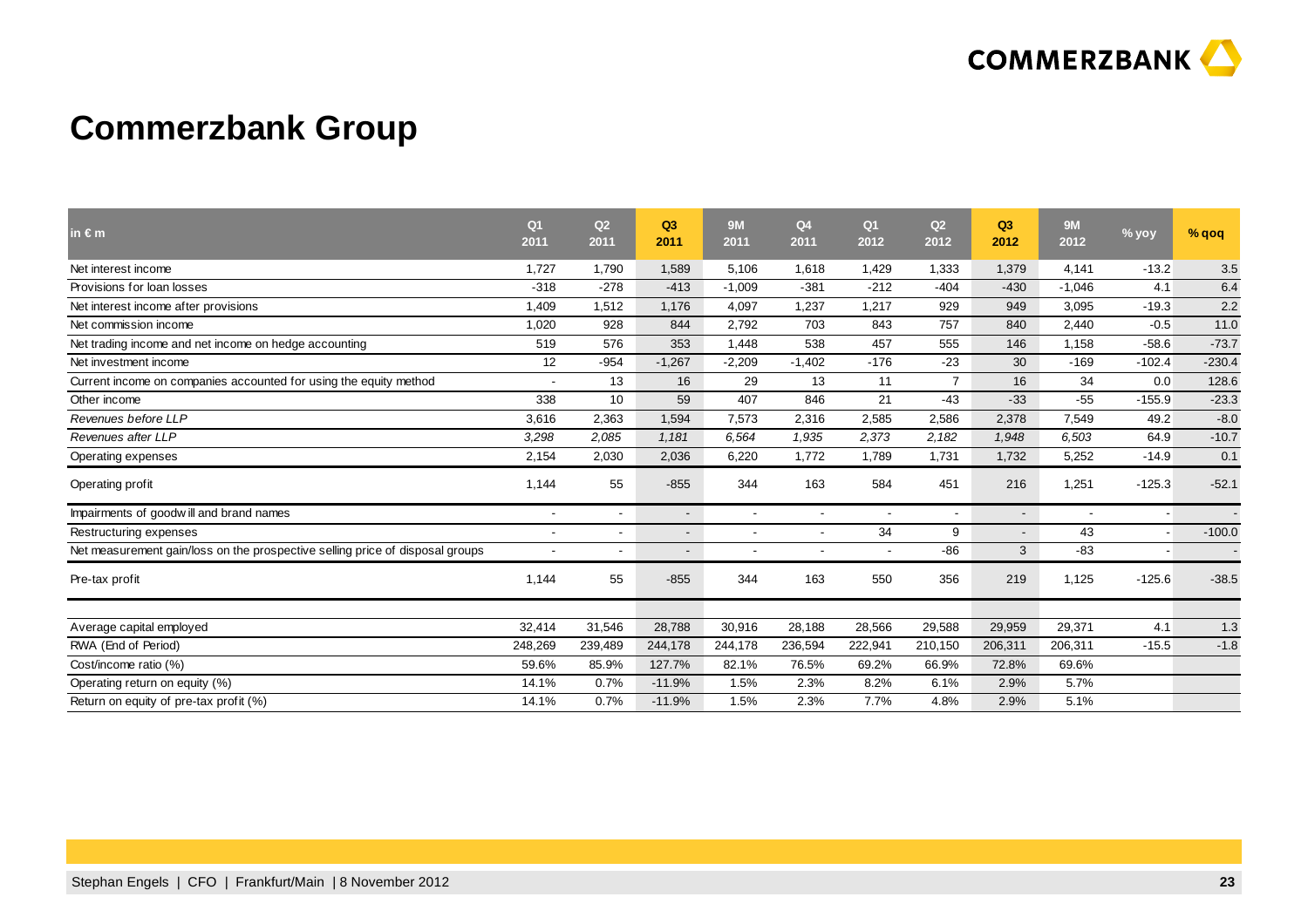# Commerzbank Group

| in € m | Q1 2011 | Q2 2011 | Q3 2011 | 9M 2011 | Q4 2011 | Q1 2012 | Q2 2012 | Q3 2012 | 9M 2012 | % yoy | % qoq |
|---|---|---|---|---|---|---|---|---|---|---|---|
| Net interest income | 1,727 | 1,790 | 1,589 | 5,106 | 1,618 | 1,429 | 1,333 | 1,379 | 4,141 | -13.2 | 3.5 |
| Provisions for loan losses | -318 | -278 | -413 | -1,009 | -381 | -212 | -404 | -430 | -1,046 | 4.1 | 6.4 |
| Net interest income after provisions | 1,409 | 1,512 | 1,176 | 4,097 | 1,237 | 1,217 | 929 | 949 | 3,095 | -19.3 | 2.2 |
| Net commission income | 1,020 | 928 | 844 | 2,792 | 703 | 843 | 757 | 840 | 2,440 | -0.5 | 11.0 |
| Net trading income and net income on hedge accounting | 519 | 576 | 353 | 1,448 | 538 | 457 | 555 | 146 | 1,158 | -58.6 | -73.7 |
| Net investment income | 12 | -954 | -1,267 | -2,209 | -1,402 | -176 | -23 | 30 | -169 | -102.4 | -230.4 |
| Current income on companies accounted for using the equity method | - | 13 | 16 | 29 | 13 | 11 | 7 | 16 | 34 | 0.0 | 128.6 |
| Other income | 338 | 10 | 59 | 407 | 846 | 21 | -43 | -33 | -55 | -155.9 | -23.3 |
| *Revenues before LLP* | 3,616 | 2,363 | 1,594 | 7,573 | 2,316 | 2,585 | 2,586 | 2,378 | 7,549 | 49.2 | -8.0 |
| *Revenues after LLP* | *3,298* | *2,085* | *1,181* | *6,564* | *1,935* | *2,373* | *2,182* | *1,948* | *6,503* | 64.9 | -10.7 |
| Operating expenses | 2,154 | 2,030 | 2,036 | 6,220 | 1,772 | 1,789 | 1,731 | 1,732 | 5,252 | -14.9 | 0.1 |
| Operating profit | 1,144 | 55 | -855 | 344 | 163 | 584 | 451 | 216 | 1,251 | -125.3 | -52.1 |
| Impairments of goodwill and brand names | - | - | - | - | - | - | - | - | - | - | - |
| Restructuring expenses | - | - | - | - | - | 34 | 9 | - | 43 | - | -100.0 |
| Net measurement gain/loss on the prospective selling price of disposal groups | - | - | - | - | - | - | -86 | 3 | -83 | - | - |
| Pre-tax profit | 1,144 | 55 | -855 | 344 | 163 | 550 | 356 | 219 | 1,125 | -125.6 | -38.5 |
| | | | | | | | | | | | |
| Average capital employed | 32,414 | 31,546 | 28,788 | 30,916 | 28,188 | 28,566 | 29,588 | 29,959 | 29,371 | 4.1 | 1.3 |
| RWA (End of Period) | 248,269 | 239,489 | 244,178 | 244,178 | 236,594 | 222,941 | 210,150 | 206,311 | 206,311 | -15.5 | -1.8 |
| Cost/income ratio (%) | 59.6% | 85.9% | 127.7% | 82.1% | 76.5% | 69.2% | 66.9% | 72.8% | 69.6% | | |
| Operating return on equity (%) | 14.1% | 0.7% | -11.9% | 1.5% | 2.3% | 8.2% | 6.1% | 2.9% | 5.7% | | |
| Return on equity of pre-tax profit (%) | 14.1% | 0.7% | -11.9% | 1.5% | 2.3% | 7.7% | 4.8% | 2.9% | 5.1% | | |

Stephan Engels | CFO | Frankfurt/Main | 8 November 2012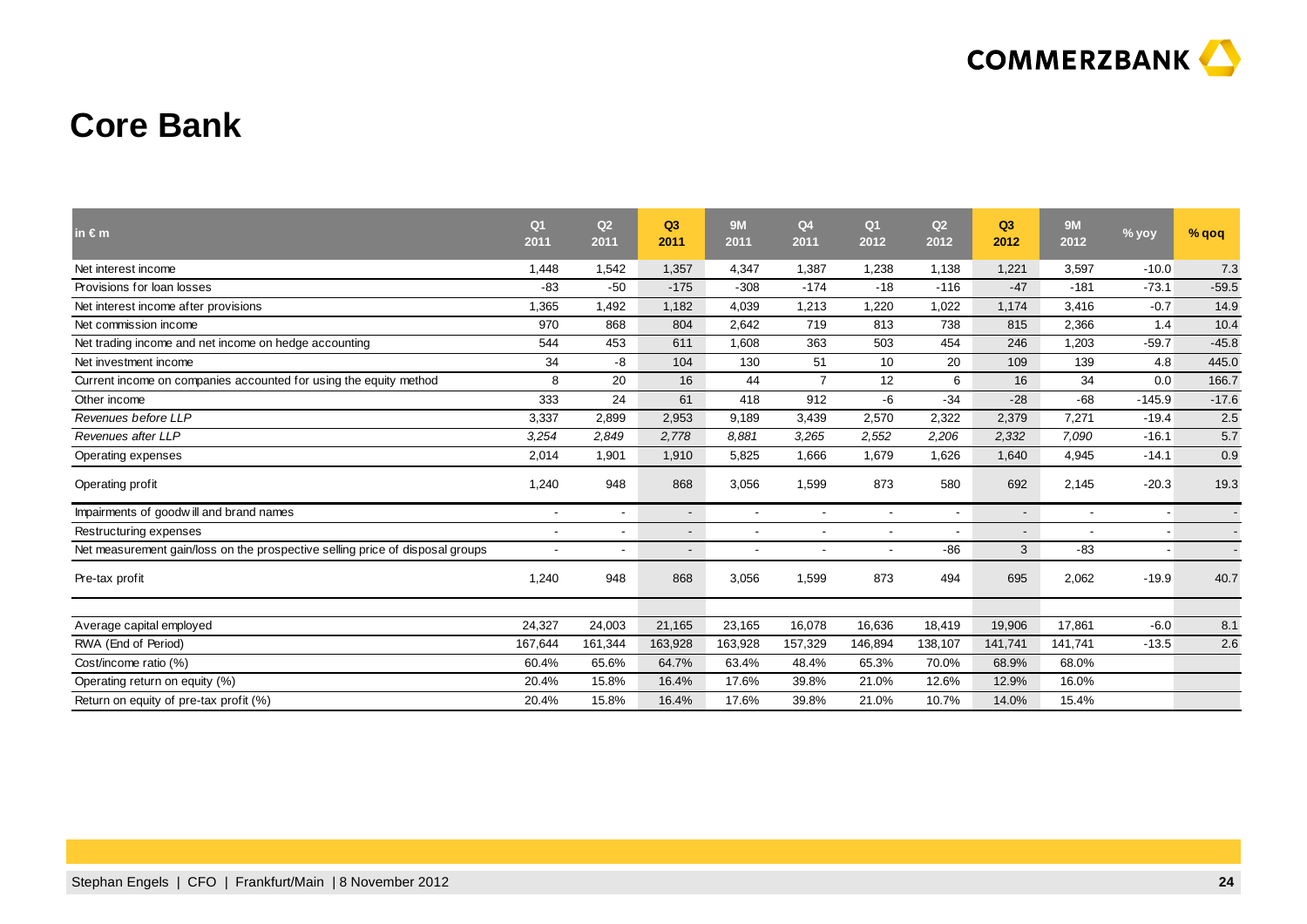# Core Bank

| in € m | Q1 2011 | Q2 2011 | Q3 2011 | 9M 2011 | Q4 2011 | Q1 2012 | Q2 2012 | Q3 2012 | 9M 2012 | % yoy | % qoq |
|---|---|---|---|---|---|---|---|---|---|---|---|
| Net interest income | 1,448 | 1,542 | 1,357 | 4,347 | 1,387 | 1,238 | 1,138 | 1,221 | 3,597 | -10.0 | 7.3 |
| Provisions for loan losses | -83 | -50 | -175 | -308 | -174 | -18 | -116 | -47 | -181 | -73.1 | -59.5 |
| Net interest income after provisions | 1,365 | 1,492 | 1,182 | 4,039 | 1,213 | 1,220 | 1,022 | 1,174 | 3,416 | -0.7 | 14.9 |
| Net commission income | 970 | 868 | 804 | 2,642 | 719 | 813 | 738 | 815 | 2,366 | 1.4 | 10.4 |
| Net trading income and net income on hedge accounting | 544 | 453 | 611 | 1,608 | 363 | 503 | 454 | 246 | 1,203 | -59.7 | -45.8 |
| Net investment income | 34 | -8 | 104 | 130 | 51 | 10 | 20 | 109 | 139 | 4.8 | 445.0 |
| Current income on companies accounted for using the equity method | 8 | 20 | 16 | 44 | 7 | 12 | 6 | 16 | 34 | 0.0 | 166.7 |
| Other income | 333 | 24 | 61 | 418 | 912 | -6 | -34 | -28 | -68 | -145.9 | -17.6 |
| *Revenues before LLP* | 3,337 | 2,899 | 2,953 | 9,189 | 3,439 | 2,570 | 2,322 | 2,379 | 7,271 | -19.4 | 2.5 |
| *Revenues after LLP* | *3,254* | *2,849* | *2,778* | *8,881* | *3,265* | *2,552* | *2,206* | *2,332* | *7,090* | -16.1 | 5.7 |
| Operating expenses | 2,014 | 1,901 | 1,910 | 5,825 | 1,666 | 1,679 | 1,626 | 1,640 | 4,945 | -14.1 | 0.9 |
| Operating profit | 1,240 | 948 | 868 | 3,056 | 1,599 | 873 | 580 | 692 | 2,145 | -20.3 | 19.3 |
| Impairments of goodwill and brand names | - | - | - | - | - | - | - | - | - | - | - |
| Restructuring expenses | - | - | - | - | - | - | - | - | - | - | - |
| Net measurement gain/loss on the prospective selling price of disposal groups | - | - | - | - | - | - | -86 | 3 | -83 | - | - |
| Pre-tax profit | 1,240 | 948 | 868 | 3,056 | 1,599 | 873 | 494 | 695 | 2,062 | -19.9 | 40.7 |
| Average capital employed | 24,327 | 24,003 | 21,165 | 23,165 | 16,078 | 16,636 | 18,419 | 19,906 | 17,861 | -6.0 | 8.1 |
| RWA (End of Period) | 167,644 | 161,344 | 163,928 | 163,928 | 157,329 | 146,894 | 138,107 | 141,741 | 141,741 | -13.5 | 2.6 |
| Cost/income ratio (%) | 60.4% | 65.6% | 64.7% | 63.4% | 48.4% | 65.3% | 70.0% | 68.9% | 68.0% | | |
| Operating return on equity (%) | 20.4% | 15.8% | 16.4% | 17.6% | 39.8% | 21.0% | 12.6% | 12.9% | 16.0% | | |
| Return on equity of pre-tax profit (%) | 20.4% | 15.8% | 16.4% | 17.6% | 39.8% | 21.0% | 10.7% | 14.0% | 15.4% | | |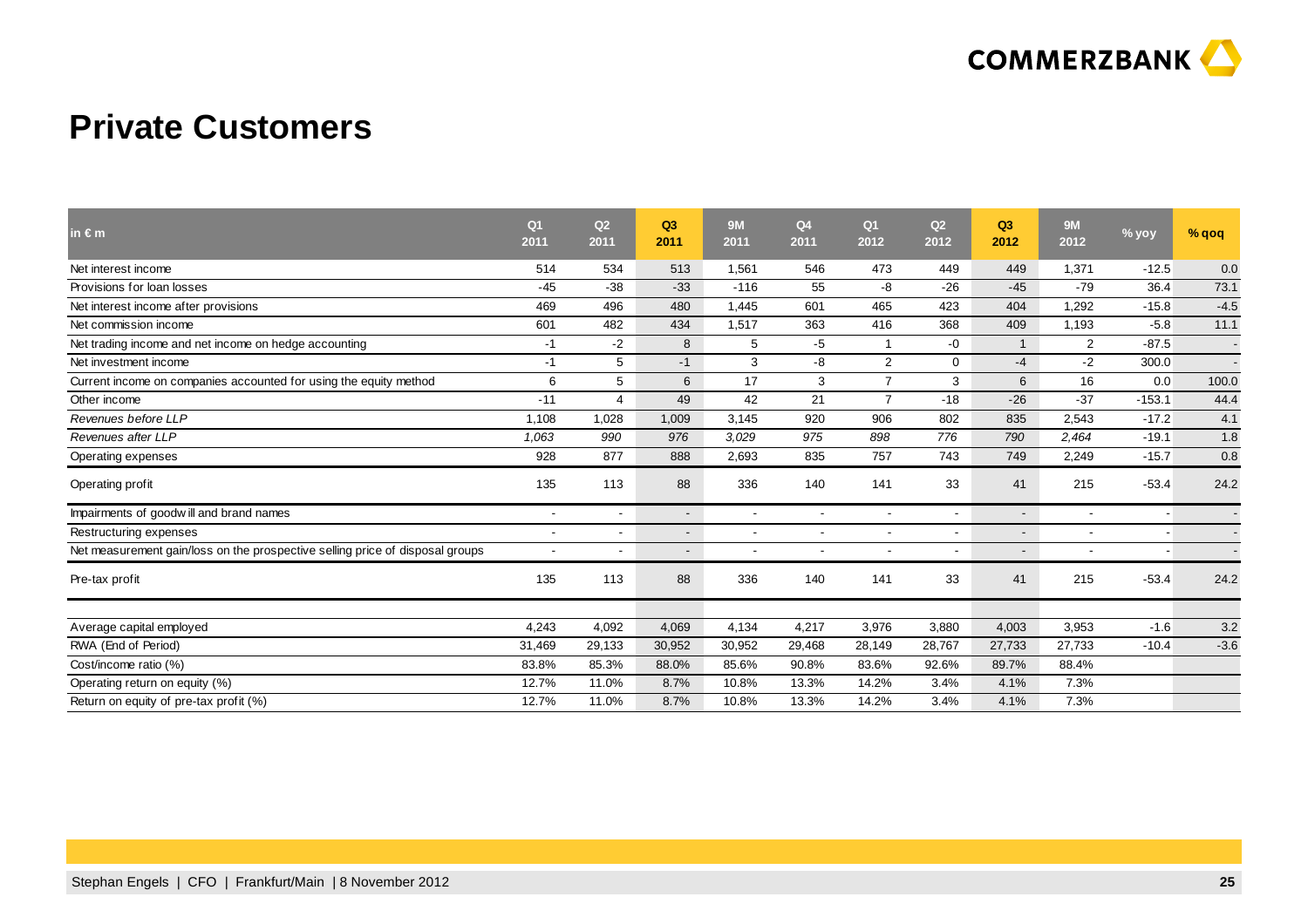# Private Customers

| in € m | Q1 2011 | Q2 2011 | Q3 2011 | 9M 2011 | Q4 2011 | Q1 2012 | Q2 2012 | Q3 2012 | 9M 2012 | % yoy | % qoq |
|---|---|---|---|---|---|---|---|---|---|---|---|
| Net interest income | 514 | 534 | 513 | 1,561 | 546 | 473 | 449 | 449 | 1,371 | -12.5 | 0.0 |
| Provisions for loan losses | -45 | -38 | -33 | -116 | 55 | -8 | -26 | -45 | -79 | 36.4 | 73.1 |
| Net interest income after provisions | 469 | 496 | 480 | 1,445 | 601 | 465 | 423 | 404 | 1,292 | -15.8 | -4.5 |
| Net commission income | 601 | 482 | 434 | 1,517 | 363 | 416 | 368 | 409 | 1,193 | -5.8 | 11.1 |
| Net trading income and net income on hedge accounting | -1 | -2 | 8 | 5 | -5 | 1 | -0 | 1 | 2 | -87.5 | - |
| Net investment income | -1 | 5 | -1 | 3 | -8 | 2 | 0 | -4 | -2 | 300.0 | - |
| Current income on companies accounted for using the equity method | 6 | 5 | 6 | 17 | 3 | 7 | 3 | 6 | 16 | 0.0 | 100.0 |
| Other income | -11 | 4 | 49 | 42 | 21 | 7 | -18 | -26 | -37 | -153.1 | 44.4 |
| *Revenues before LLP* | 1,108 | 1,028 | 1,009 | 3,145 | 920 | 906 | 802 | 835 | 2,543 | -17.2 | 4.1 |
| *Revenues after LLP* | *1,063* | *990* | *976* | *3,029* | *975* | *898* | *776* | *790* | *2,464* | -19.1 | 1.8 |
| Operating expenses | 928 | 877 | 888 | 2,693 | 835 | 757 | 743 | 749 | 2,249 | -15.7 | 0.8 |
| Operating profit | 135 | 113 | 88 | 336 | 140 | 141 | 33 | 41 | 215 | -53.4 | 24.2 |
| Impairments of goodwill and brand names | - | - | - | - | - | - | - | - | - | - | - |
| Restructuring expenses | - | - | - | - | - | - | - | - | - | - | - |
| Net measurement gain/loss on the prospective selling price of disposal groups | - | - | - | - | - | - | - | - | - | - | - |
| Pre-tax profit | 135 | 113 | 88 | 336 | 140 | 141 | 33 | 41 | 215 | -53.4 | 24.2 |
| Average capital employed | 4,243 | 4,092 | 4,069 | 4,134 | 4,217 | 3,976 | 3,880 | 4,003 | 3,953 | -1.6 | 3.2 |
| RWA (End of Period) | 31,469 | 29,133 | 30,952 | 30,952 | 29,468 | 28,149 | 28,767 | 27,733 | 27,733 | -10.4 | -3.6 |
| Cost/income ratio (%) | 83.8% | 85.3% | 88.0% | 85.6% | 90.8% | 83.6% | 92.6% | 89.7% | 88.4% | | |
| Operating return on equity (%) | 12.7% | 11.0% | 8.7% | 10.8% | 13.3% | 14.2% | 3.4% | 4.1% | 7.3% | | |
| Return on equity of pre-tax profit (%) | 12.7% | 11.0% | 8.7% | 10.8% | 13.3% | 14.2% | 3.4% | 4.1% | 7.3% | | |

Stephan Engels | CFO | Frankfurt/Main | 8 November 2012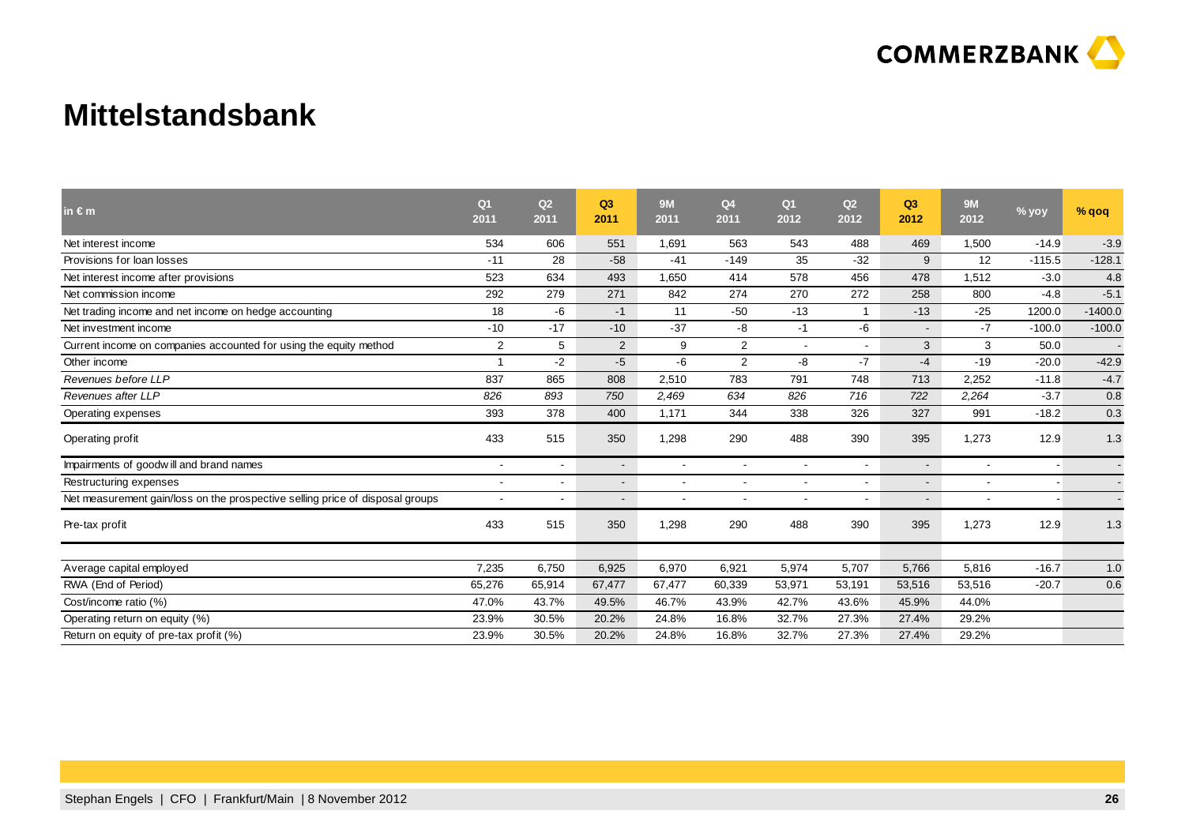# Mittelstandsbank

| in € m | Q1 2011 | Q2 2011 | Q3 2011 | 9M 2011 | Q4 2011 | Q1 2012 | Q2 2012 | Q3 2012 | 9M 2012 | % yoy | % qoq |
|---|---|---|---|---|---|---|---|---|---|---|---|
| Net interest income | 534 | 606 | 551 | 1,691 | 563 | 543 | 488 | 469 | 1,500 | -14.9 | -3.9 |
| Provisions for loan losses | -11 | 28 | -58 | -41 | -149 | 35 | -32 | 9 | 12 | -115.5 | -128.1 |
| Net interest income after provisions | 523 | 634 | 493 | 1,650 | 414 | 578 | 456 | 478 | 1,512 | -3.0 | 4.8 |
| Net commission income | 292 | 279 | 271 | 842 | 274 | 270 | 272 | 258 | 800 | -4.8 | -5.1 |
| Net trading income and net income on hedge accounting | 18 | -6 | -1 | 11 | -50 | -13 | 1 | -13 | -25 | 1200.0 | -1400.0 |
| Net investment income | -10 | -17 | -10 | -37 | -8 | -1 | -6 | - | -7 | -100.0 | -100.0 |
| Current income on companies accounted for using the equity method | 2 | 5 | 2 | 9 | 2 | - | - | 3 | 3 | 50.0 | - |
| Other income | 1 | -2 | -5 | -6 | 2 | -8 | -7 | -4 | -19 | -20.0 | -42.9 |
| *Revenues before LLP* | 837 | 865 | 808 | 2,510 | 783 | 791 | 748 | 713 | 2,252 | -11.8 | -4.7 |
| *Revenues after LLP* | *826* | *893* | *750* | *2,469* | *634* | *826* | *716* | *722* | *2,264* | -3.7 | 0.8 |
| Operating expenses | 393 | 378 | 400 | 1,171 | 344 | 338 | 326 | 327 | 991 | -18.2 | 0.3 |
| Operating profit | 433 | 515 | 350 | 1,298 | 290 | 488 | 390 | 395 | 1,273 | 12.9 | 1.3 |
| Impairments of goodwill and brand names | - | - | - | - | - | - | - | - | - | - | - |
| Restructuring expenses | - | - | - | - | - | - | - | - | - | - | - |
| Net measurement gain/loss on the prospective selling price of disposal groups | - | - | - | - | - | - | - | - | - | - | - |
| Pre-tax profit | 433 | 515 | 350 | 1,298 | 290 | 488 | 390 | 395 | 1,273 | 12.9 | 1.3 |
| Average capital employed | 7,235 | 6,750 | 6,925 | 6,970 | 6,921 | 5,974 | 5,707 | 5,766 | 5,816 | -16.7 | 1.0 |
| RWA (End of Period) | 65,276 | 65,914 | 67,477 | 67,477 | 60,339 | 53,971 | 53,191 | 53,516 | 53,516 | -20.7 | 0.6 |
| Cost/income ratio (%) | 47.0% | 43.7% | 49.5% | 46.7% | 43.9% | 42.7% | 43.6% | 45.9% | 44.0% | | |
| Operating return on equity (%) | 23.9% | 30.5% | 20.2% | 24.8% | 16.8% | 32.7% | 27.3% | 27.4% | 29.2% | | |
| Return on equity of pre-tax profit (%) | 23.9% | 30.5% | 20.2% | 24.8% | 16.8% | 32.7% | 27.3% | 27.4% | 29.2% | | |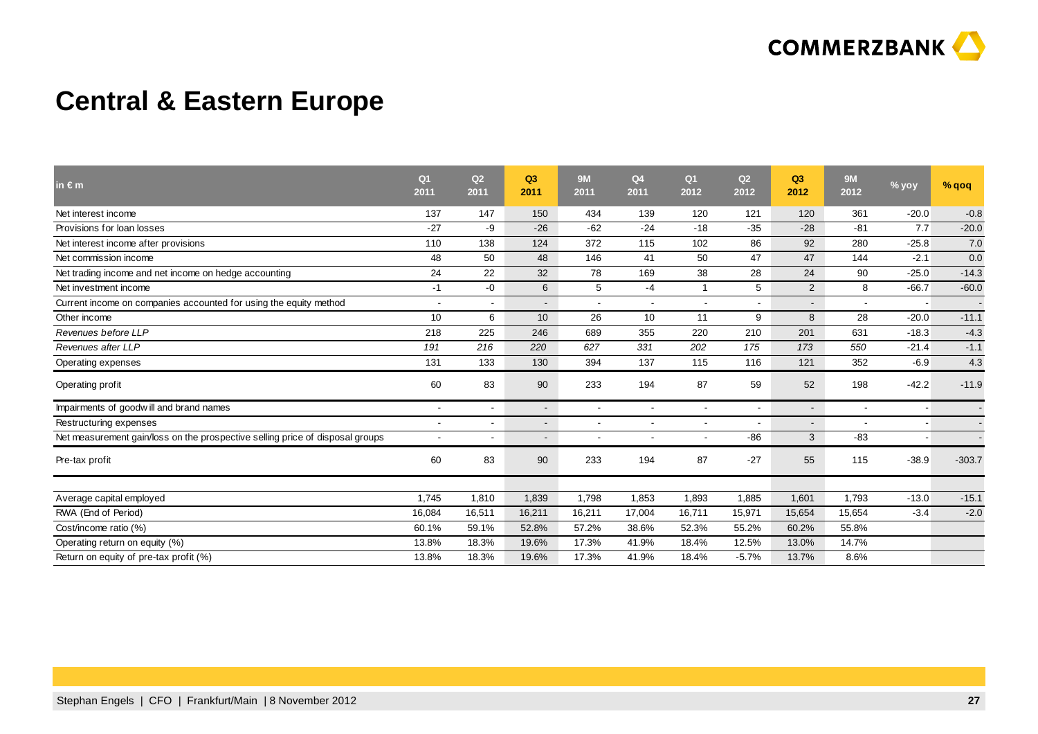# Central & Eastern Europe

| in € m | Q1 2011 | Q2 2011 | Q3 2011 | 9M 2011 | Q4 2011 | Q1 2012 | Q2 2012 | Q3 2012 | 9M 2012 | % yoy | % qoq |
|---|---|---|---|---|---|---|---|---|---|---|---|
| Net interest income | 137 | 147 | 150 | 434 | 139 | 120 | 121 | 120 | 361 | -20.0 | -0.8 |
| Provisions for loan losses | -27 | -9 | -26 | -62 | -24 | -18 | -35 | -28 | -81 | 7.7 | -20.0 |
| Net interest income after provisions | 110 | 138 | 124 | 372 | 115 | 102 | 86 | 92 | 280 | -25.8 | 7.0 |
| Net commission income | 48 | 50 | 48 | 146 | 41 | 50 | 47 | 47 | 144 | -2.1 | 0.0 |
| Net trading income and net income on hedge accounting | 24 | 22 | 32 | 78 | 169 | 38 | 28 | 24 | 90 | -25.0 | -14.3 |
| Net investment income | -1 | -0 | 6 | 5 | -4 | 1 | 5 | 2 | 8 | -66.7 | -60.0 |
| Current income on companies accounted for using the equity method | - | - | - | - | - | - | - | - | - | - | - |
| Other income | 10 | 6 | 10 | 26 | 10 | 11 | 9 | 8 | 28 | -20.0 | -11.1 |
| *Revenues before LLP* | 218 | 225 | 246 | 689 | 355 | 220 | 210 | 201 | 631 | -18.3 | -4.3 |
| *Revenues after LLP* | *191* | *216* | *220* | *627* | *331* | *202* | *175* | *173* | *550* | -21.4 | -1.1 |
| Operating expenses | 131 | 133 | 130 | 394 | 137 | 115 | 116 | 121 | 352 | -6.9 | 4.3 |
| Operating profit | 60 | 83 | 90 | 233 | 194 | 87 | 59 | 52 | 198 | -42.2 | -11.9 |
| Impairments of goodwill and brand names | - | - | - | - | - | - | - | - | - | - | - |
| Restructuring expenses | - | - | - | - | - | - | - | - | - | - | - |
| Net measurement gain/loss on the prospective selling price of disposal groups | - | - | - | - | - | - | -86 | 3 | -83 | - | - |
| Pre-tax profit | 60 | 83 | 90 | 233 | 194 | 87 | -27 | 55 | 115 | -38.9 | -303.7 |
| | | | | | | | | | | | |
| Average capital employed | 1,745 | 1,810 | 1,839 | 1,798 | 1,853 | 1,893 | 1,885 | 1,601 | 1,793 | -13.0 | -15.1 |
| RWA (End of Period) | 16,084 | 16,511 | 16,211 | 16,211 | 17,004 | 16,711 | 15,971 | 15,654 | 15,654 | -3.4 | -2.0 |
| Cost/income ratio (%) | 60.1% | 59.1% | 52.8% | 57.2% | 38.6% | 52.3% | 55.2% | 60.2% | 55.8% | | |
| Operating return on equity (%) | 13.8% | 18.3% | 19.6% | 17.3% | 41.9% | 18.4% | 12.5% | 13.0% | 14.7% | | |
| Return on equity of pre-tax profit (%) | 13.8% | 18.3% | 19.6% | 17.3% | 41.9% | 18.4% | -5.7% | 13.7% | 8.6% | | |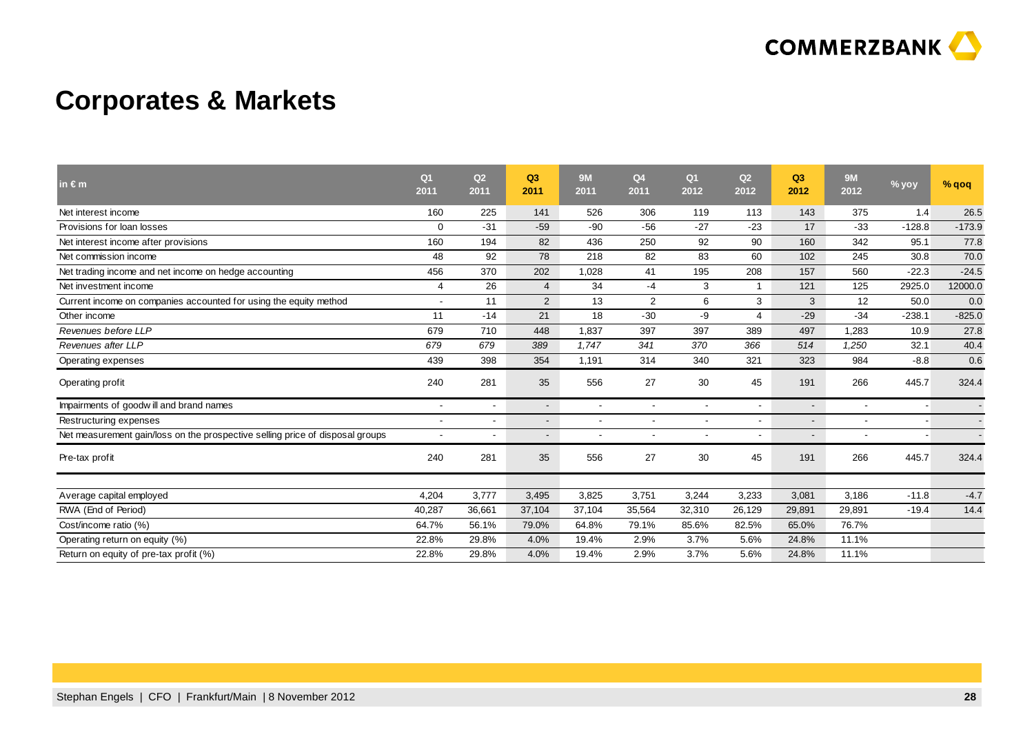# Corporates & Markets

| in € m | Q1 2011 | Q2 2011 | Q3 2011 | 9M 2011 | Q4 2011 | Q1 2012 | Q2 2012 | Q3 2012 | 9M 2012 | % yoy | % qoq |
|---|---|---|---|---|---|---|---|---|---|---|---|
| Net interest income | 160 | 225 | 141 | 526 | 306 | 119 | 113 | 143 | 375 | 1.4 | 26.5 |
| Provisions for loan losses | 0 | -31 | -59 | -90 | -56 | -27 | -23 | 17 | -33 | -128.8 | -173.9 |
| Net interest income after provisions | 160 | 194 | 82 | 436 | 250 | 92 | 90 | 160 | 342 | 95.1 | 77.8 |
| Net commission income | 48 | 92 | 78 | 218 | 82 | 83 | 60 | 102 | 245 | 30.8 | 70.0 |
| Net trading income and net income on hedge accounting | 456 | 370 | 202 | 1,028 | 41 | 195 | 208 | 157 | 560 | -22.3 | -24.5 |
| Net investment income | 4 | 26 | 4 | 34 | -4 | 3 | 1 | 121 | 125 | 2925.0 | 12000.0 |
| Current income on companies accounted for using the equity method | - | 11 | 2 | 13 | 2 | 6 | 3 | 3 | 12 | 50.0 | 0.0 |
| Other income | 11 | -14 | 21 | 18 | -30 | -9 | 4 | -29 | -34 | -238.1 | -825.0 |
| *Revenues before LLP* | 679 | 710 | 448 | 1,837 | 397 | 397 | 389 | 497 | 1,283 | 10.9 | 27.8 |
| *Revenues after LLP* | *679* | *679* | *389* | *1,747* | *341* | *370* | *366* | *514* | *1,250* | 32.1 | 40.4 |
| Operating expenses | 439 | 398 | 354 | 1,191 | 314 | 340 | 321 | 323 | 984 | -8.8 | 0.6 |
| Operating profit | 240 | 281 | 35 | 556 | 27 | 30 | 45 | 191 | 266 | 445.7 | 324.4 |
| Impairments of goodwill and brand names | - | - | - | - | - | - | - | - | - | - | - |
| Restructuring expenses | - | - | - | - | - | - | - | - | - | - | - |
| Net measurement gain/loss on the prospective selling price of disposal groups | - | - | - | - | - | - | - | - | - | - | - |
| Pre-tax profit | 240 | 281 | 35 | 556 | 27 | 30 | 45 | 191 | 266 | 445.7 | 324.4 |
| Average capital employed | 4,204 | 3,777 | 3,495 | 3,825 | 3,751 | 3,244 | 3,233 | 3,081 | 3,186 | -11.8 | -4.7 |
| RWA (End of Period) | 40,287 | 36,661 | 37,104 | 37,104 | 35,564 | 32,310 | 26,129 | 29,891 | 29,891 | -19.4 | 14.4 |
| Cost/income ratio (%) | 64.7% | 56.1% | 79.0% | 64.8% | 79.1% | 85.6% | 82.5% | 65.0% | 76.7% | | |
| Operating return on equity (%) | 22.8% | 29.8% | 4.0% | 19.4% | 2.9% | 3.7% | 5.6% | 24.8% | 11.1% | | |
| Return on equity of pre-tax profit (%) | 22.8% | 29.8% | 4.0% | 19.4% | 2.9% | 3.7% | 5.6% | 24.8% | 11.1% | | |

Stephan Engels | CFO | Frankfurt/Main | 8 November 2012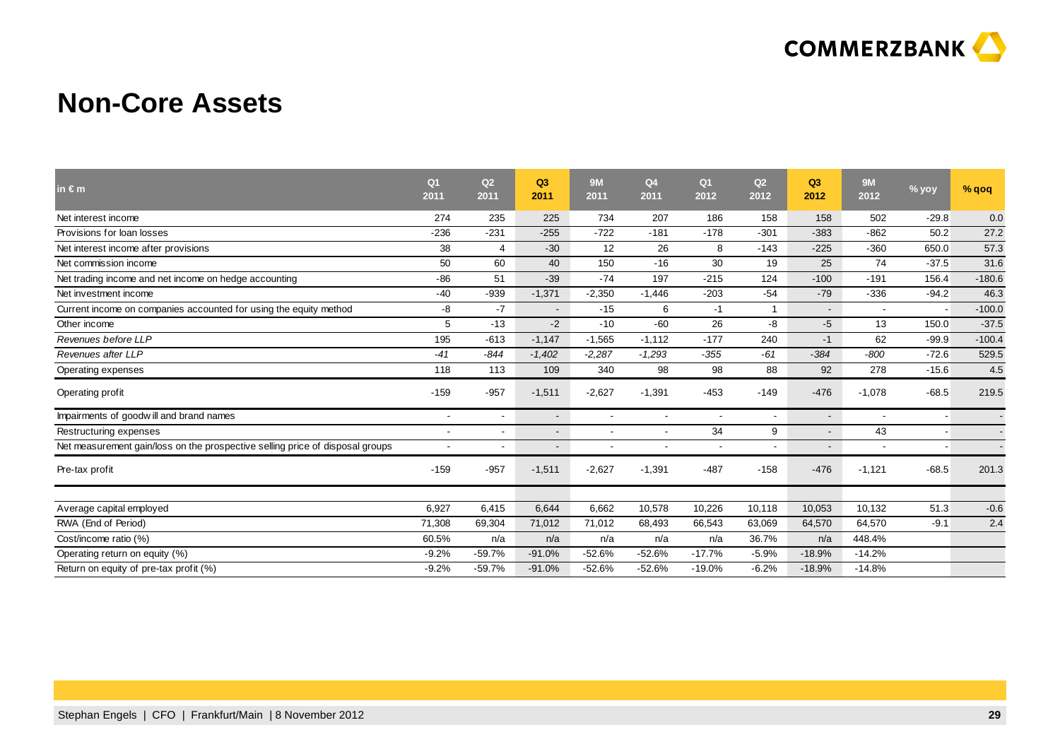# Non-Core Assets

| in € m | Q1 2011 | Q2 2011 | Q3 2011 | 9M 2011 | Q4 2011 | Q1 2012 | Q2 2012 | Q3 2012 | 9M 2012 | % yoy | % qoq |
|---|---|---|---|---|---|---|---|---|---|---|---|
| Net interest income | 274 | 235 | 225 | 734 | 207 | 186 | 158 | 158 | 502 | -29.8 | 0.0 |
| Provisions for loan losses | -236 | -231 | -255 | -722 | -181 | -178 | -301 | -383 | -862 | 50.2 | 27.2 |
| Net interest income after provisions | 38 | 4 | -30 | 12 | 26 | 8 | -143 | -225 | -360 | 650.0 | 57.3 |
| Net commission income | 50 | 60 | 40 | 150 | -16 | 30 | 19 | 25 | 74 | -37.5 | 31.6 |
| Net trading income and net income on hedge accounting | -86 | 51 | -39 | -74 | 197 | -215 | 124 | -100 | -191 | 156.4 | -180.6 |
| Net investment income | -40 | -939 | -1,371 | -2,350 | -1,446 | -203 | -54 | -79 | -336 | -94.2 | 46.3 |
| Current income on companies accounted for using the equity method | -8 | -7 | - | -15 | 6 | -1 | 1 | - | - | - | -100.0 |
| Other income | 5 | -13 | -2 | -10 | -60 | 26 | -8 | -5 | 13 | 150.0 | -37.5 |
| *Revenues before LLP* | 195 | -613 | -1,147 | -1,565 | -1,112 | -177 | 240 | -1 | 62 | -99.9 | -100.4 |
| *Revenues after LLP* | *-41* | *-844* | *-1,402* | *-2,287* | *-1,293* | *-355* | *-61* | *-384* | *-800* | -72.6 | 529.5 |
| Operating expenses | 118 | 113 | 109 | 340 | 98 | 98 | 88 | 92 | 278 | -15.6 | 4.5 |
| Operating profit | -159 | -957 | -1,511 | -2,627 | -1,391 | -453 | -149 | -476 | -1,078 | -68.5 | 219.5 |
| Impairments of goodwill and brand names | - | - | - | - | - | - | - | - | - | - | - |
| Restructuring expenses | - | - | - | - | - | 34 | 9 | - | 43 | - | - |
| Net measurement gain/loss on the prospective selling price of disposal groups | - | - | - | - | - | - | - | - | - | - | - |
| Pre-tax profit | -159 | -957 | -1,511 | -2,627 | -1,391 | -487 | -158 | -476 | -1,121 | -68.5 | 201.3 |
| | | | | | | | | | | | |
| Average capital employed | 6,927 | 6,415 | 6,644 | 6,662 | 10,578 | 10,226 | 10,118 | 10,053 | 10,132 | 51.3 | -0.6 |
| RWA (End of Period) | 71,308 | 69,304 | 71,012 | 71,012 | 68,493 | 66,543 | 63,069 | 64,570 | 64,570 | -9.1 | 2.4 |
| Cost/income ratio (%) | 60.5% | n/a | n/a | n/a | n/a | n/a | 36.7% | n/a | 448.4% | | |
| Operating return on equity (%) | -9.2% | -59.7% | -91.0% | -52.6% | -52.6% | -17.7% | -5.9% | -18.9% | -14.2% | | |
| Return on equity of pre-tax profit (%) | -9.2% | -59.7% | -91.0% | -52.6% | -52.6% | -19.0% | -6.2% | -18.9% | -14.8% | | |

Stephan Engels | CFO | Frankfurt/Main | 8 November 2012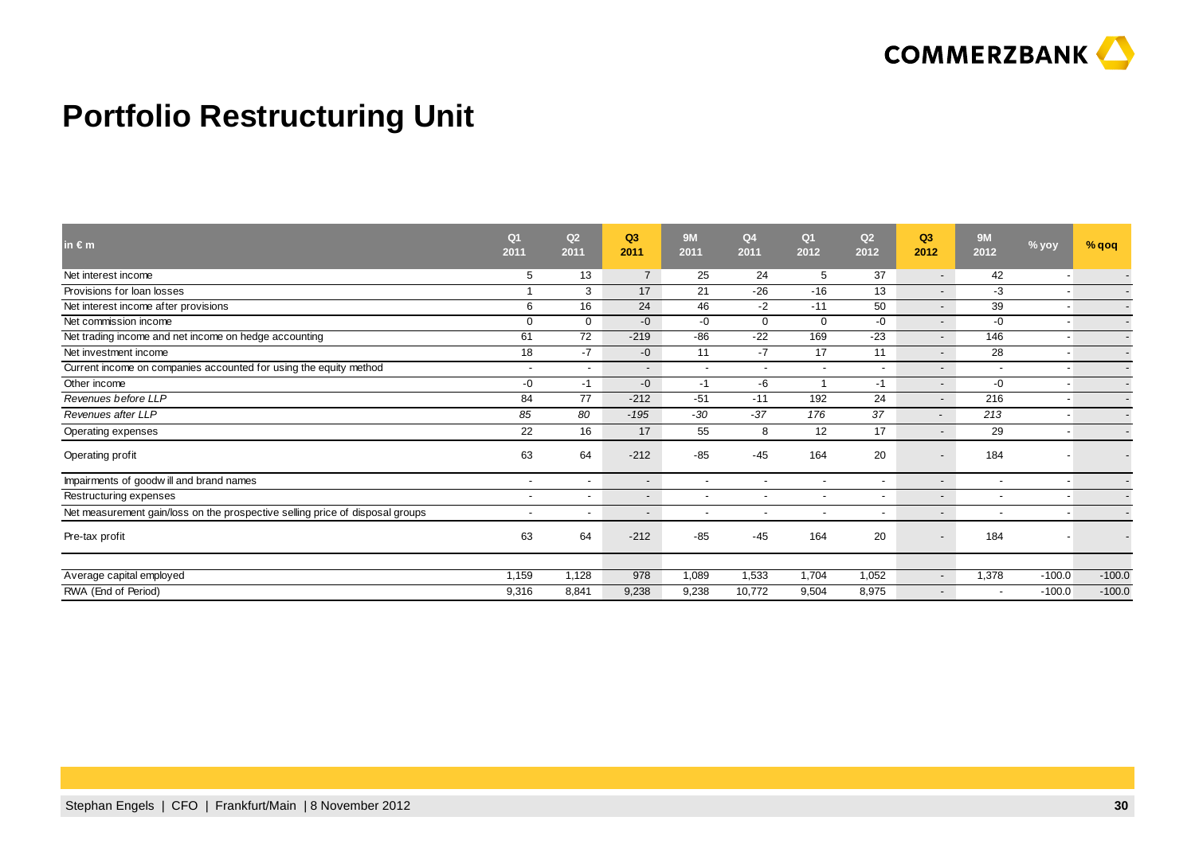# Portfolio Restructuring Unit

| in € m | Q1 2011 | Q2 2011 | Q3 2011 | 9M 2011 | Q4 2011 | Q1 2012 | Q2 2012 | Q3 2012 | 9M 2012 | % yoy | % qoq |
|---|---|---|---|---|---|---|---|---|---|---|---|
| Net interest income | 5 | 13 | 7 | 25 | 24 | 5 | 37 | - | 42 | - | - |
| Provisions for loan losses | 1 | 3 | 17 | 21 | -26 | -16 | 13 | - | -3 | - | - |
| Net interest income after provisions | 6 | 16 | 24 | 46 | -2 | -11 | 50 | - | 39 | - | - |
| Net commission income | 0 | 0 | -0 | -0 | 0 | 0 | -0 | - | -0 | - | - |
| Net trading income and net income on hedge accounting | 61 | 72 | -219 | -86 | -22 | 169 | -23 | - | 146 | - | - |
| Net investment income | 18 | -7 | -0 | 11 | -7 | 17 | 11 | - | 28 | - | - |
| Current income on companies accounted for using the equity method | - | - | - | - | - | - | - | - | - | - | - |
| Other income | -0 | -1 | -0 | -1 | -6 | 1 | -1 | - | -0 | - | - |
| *Revenues before LLP* | 84 | 77 | -212 | -51 | -11 | 192 | 24 | - | 216 | - | - |
| *Revenues after LLP* | *85* | *80* | *-195* | *-30* | *-37* | *176* | *37* | - | *213* | - | - |
| Operating expenses | 22 | 16 | 17 | 55 | 8 | 12 | 17 | - | 29 | - | - |
| Operating profit | 63 | 64 | -212 | -85 | -45 | 164 | 20 | - | 184 | - | - |
| Impairments of goodwill and brand names | - | - | - | - | - | - | - | - | - | - | - |
| Restructuring expenses | - | - | - | - | - | - | - | - | - | - | - |
| Net measurement gain/loss on the prospective selling price of disposal groups | - | - | - | - | - | - | - | - | - | - | - |
| Pre-tax profit | 63 | 64 | -212 | -85 | -45 | 164 | 20 | - | 184 | - | - |
| | | | | | | | | | | | |
| Average capital employed | 1,159 | 1,128 | 978 | 1,089 | 1,533 | 1,704 | 1,052 | - | 1,378 | -100.0 | -100.0 |
| RWA (End of Period) | 9,316 | 8,841 | 9,238 | 9,238 | 10,772 | 9,504 | 8,975 | - | - | -100.0 | -100.0 |

Stephan Engels | CFO | Frankfurt/Main | 8 November 2012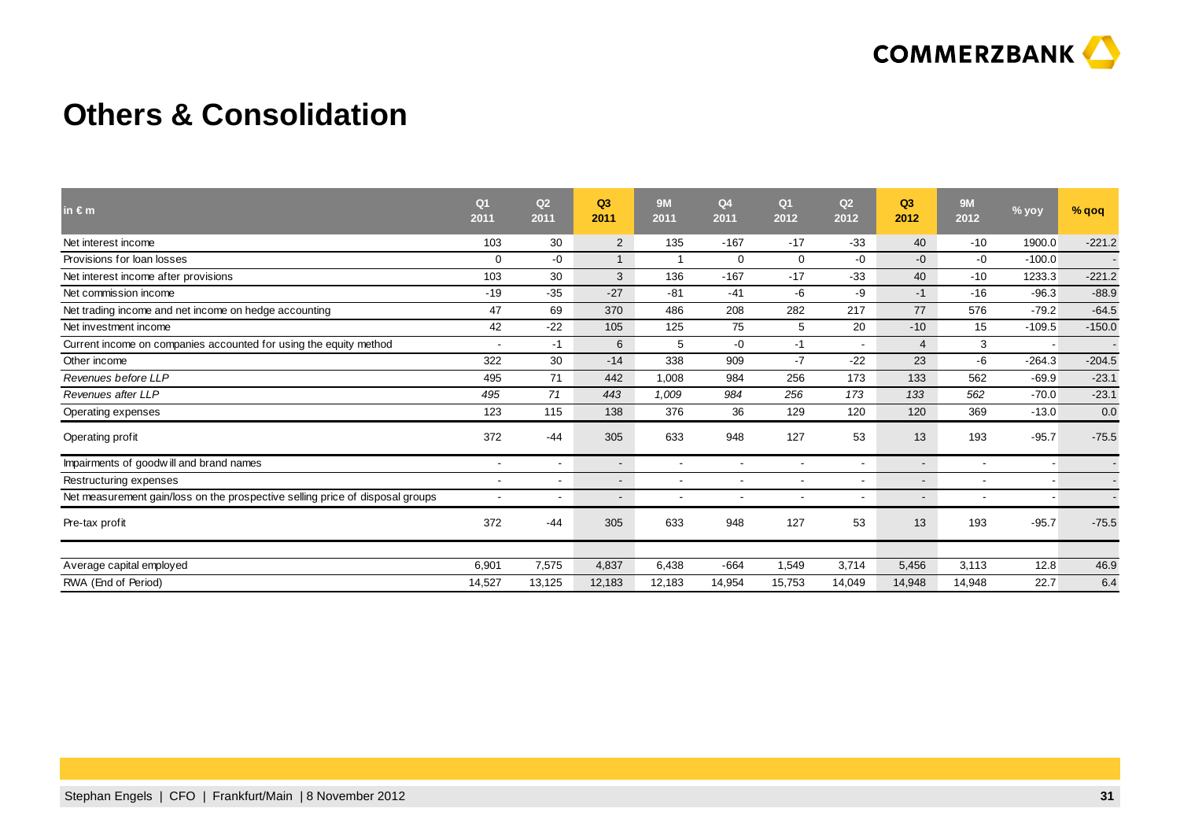# Others & Consolidation

| in € m | Q1 2011 | Q2 2011 | Q3 2011 | 9M 2011 | Q4 2011 | Q1 2012 | Q2 2012 | Q3 2012 | 9M 2012 | % yoy | % qoq |
|---|---|---|---|---|---|---|---|---|---|---|---|
| Net interest income | 103 | 30 | 2 | 135 | -167 | -17 | -33 | 40 | -10 | 1900.0 | -221.2 |
| Provisions for loan losses | 0 | -0 | 1 | 1 | 0 | 0 | -0 | -0 | -0 | -100.0 | - |
| Net interest income after provisions | 103 | 30 | 3 | 136 | -167 | -17 | -33 | 40 | -10 | 1233.3 | -221.2 |
| Net commission income | -19 | -35 | -27 | -81 | -41 | -6 | -9 | -1 | -16 | -96.3 | -88.9 |
| Net trading income and net income on hedge accounting | 47 | 69 | 370 | 486 | 208 | 282 | 217 | 77 | 576 | -79.2 | -64.5 |
| Net investment income | 42 | -22 | 105 | 125 | 75 | 5 | 20 | -10 | 15 | -109.5 | -150.0 |
| Current income on companies accounted for using the equity method | - | -1 | 6 | 5 | -0 | -1 | - | 4 | 3 | - | - |
| Other income | 322 | 30 | -14 | 338 | 909 | -7 | -22 | 23 | -6 | -264.3 | -204.5 |
| *Revenues before LLP* | 495 | 71 | 442 | 1,008 | 984 | 256 | 173 | 133 | 562 | -69.9 | -23.1 |
| *Revenues after LLP* | *495* | *71* | *443* | *1,009* | *984* | *256* | *173* | *133* | *562* | -70.0 | -23.1 |
| Operating expenses | 123 | 115 | 138 | 376 | 36 | 129 | 120 | 120 | 369 | -13.0 | 0.0 |
| Operating profit | 372 | -44 | 305 | 633 | 948 | 127 | 53 | 13 | 193 | -95.7 | -75.5 |
| Impairments of goodwill and brand names | - | - | - | - | - | - | - | - | - | - | - |
| Restructuring expenses | - | - | - | - | - | - | - | - | - | - | - |
| Net measurement gain/loss on the prospective selling price of disposal groups | - | - | - | - | - | - | - | - | - | - | - |
| Pre-tax profit | 372 | -44 | 305 | 633 | 948 | 127 | 53 | 13 | 193 | -95.7 | -75.5 |
| Average capital employed | 6,901 | 7,575 | 4,837 | 6,438 | -664 | 1,549 | 3,714 | 5,456 | 3,113 | 12.8 | 46.9 |
| RWA (End of Period) | 14,527 | 13,125 | 12,183 | 12,183 | 14,954 | 15,753 | 14,049 | 14,948 | 14,948 | 22.7 | 6.4 |

Stephan Engels | CFO | Frankfurt/Main | 8 November 2012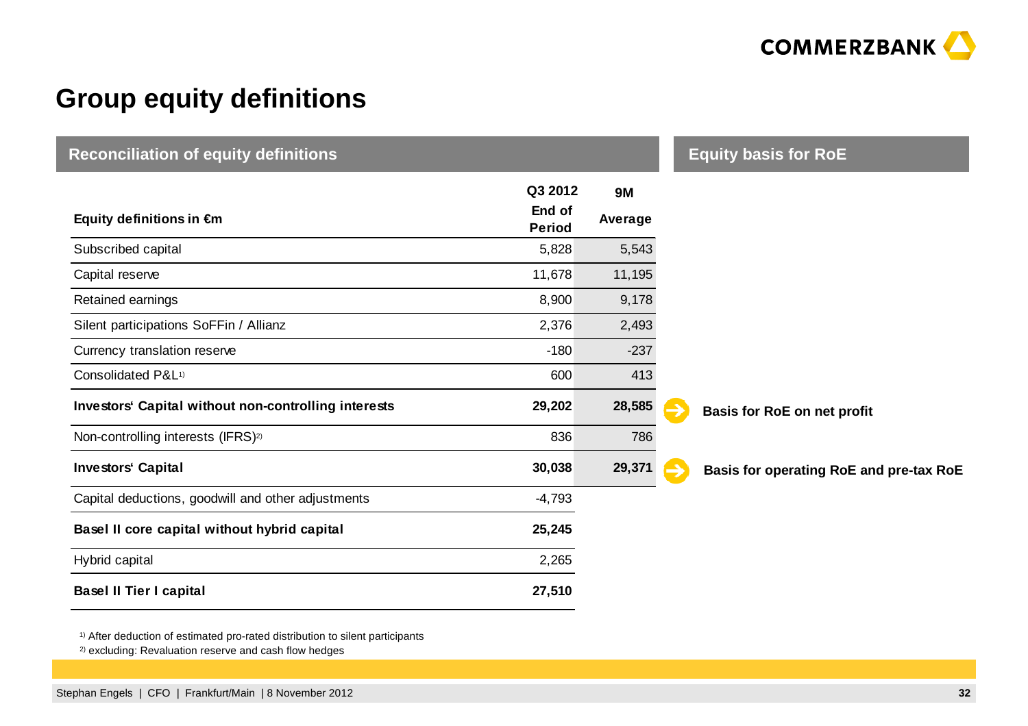# Group equity definitions

## Reconciliation of equity definitions

| Equity definitions in €m | Q3 2012 End of Period | 9M Average | Equity basis for RoE |
|---|---|---|---|
| Subscribed capital | 5,828 | 5,543 | |
| Capital reserve | 11,678 | 11,195 | |
| Retained earnings | 8,900 | 9,178 | |
| Silent participations SoFFin / Allianz | 2,376 | 2,493 | |
| Currency translation reserve | -180 | -237 | |
| Consolidated P&L[1] | 600 | 413 | |
| **Investors' Capital without non-controlling interests** | **29,202** | **28,585** | **Basis for RoE on net profit** |
| Non-controlling interests (IFRS)[2] | 836 | 786 | |
| **Investors' Capital** | **30,038** | **29,371** | **Basis for operating RoE and pre-tax RoE** |
| Capital deductions, goodwill and other adjustments | -4,793 | | |
| **Basel II core capital without hybrid capital** | **25,245** | | |
| Hybrid capital | 2,265 | | |
| **Basel II Tier I capital** | **27,510** | | |

[1] After deduction of estimated pro-rated distribution to silent participants

[2] excluding: Revaluation reserve and cash flow hedges

Stephan Engels | CFO | Frankfurt/Main | 8 November 2012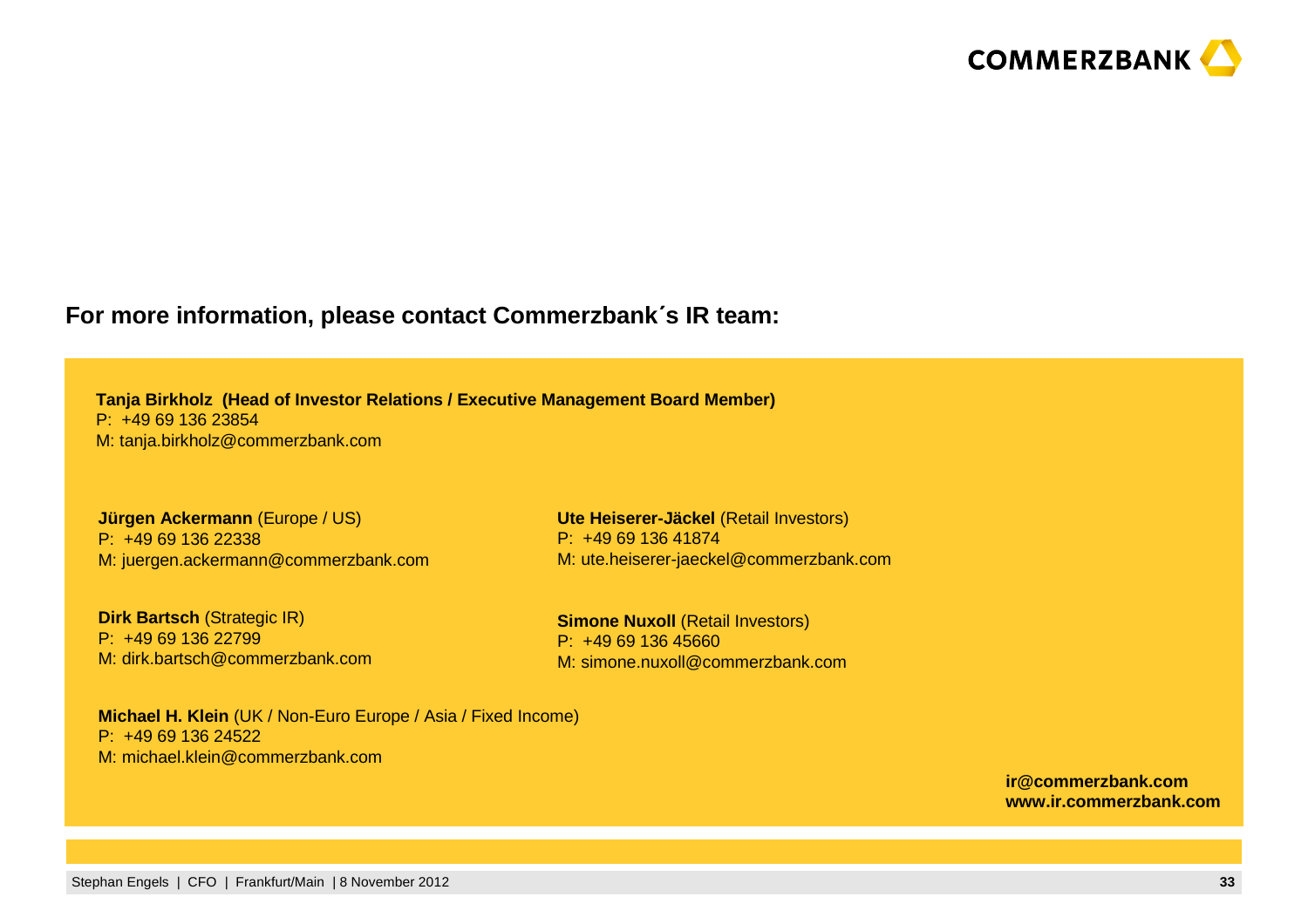## For more information, please contact Commerzbank´s IR team:

**Tanja Birkholz (Head of Investor Relations / Executive Management Board Member)**
P: +49 69 136 23854
M: tanja.birkholz@commerzbank.com

**Jürgen Ackermann** (Europe / US)
P: +49 69 136 22338
M: juergen.ackermann@commerzbank.com

**Dirk Bartsch** (Strategic IR)
P: +49 69 136 22799
M: dirk.bartsch@commerzbank.com

**Michael H. Klein** (UK / Non-Euro Europe / Asia / Fixed Income)
P: +49 69 136 24522
M: michael.klein@commerzbank.com

**Ute Heiserer-Jäckel** (Retail Investors)
P: +49 69 136 41874
M: ute.heiserer-jaeckel@commerzbank.com

**Simone Nuxoll** (Retail Investors)
P: +49 69 136 45660
M: simone.nuxoll@commerzbank.com

**ir@commerzbank.com**
**www.ir.commerzbank.com**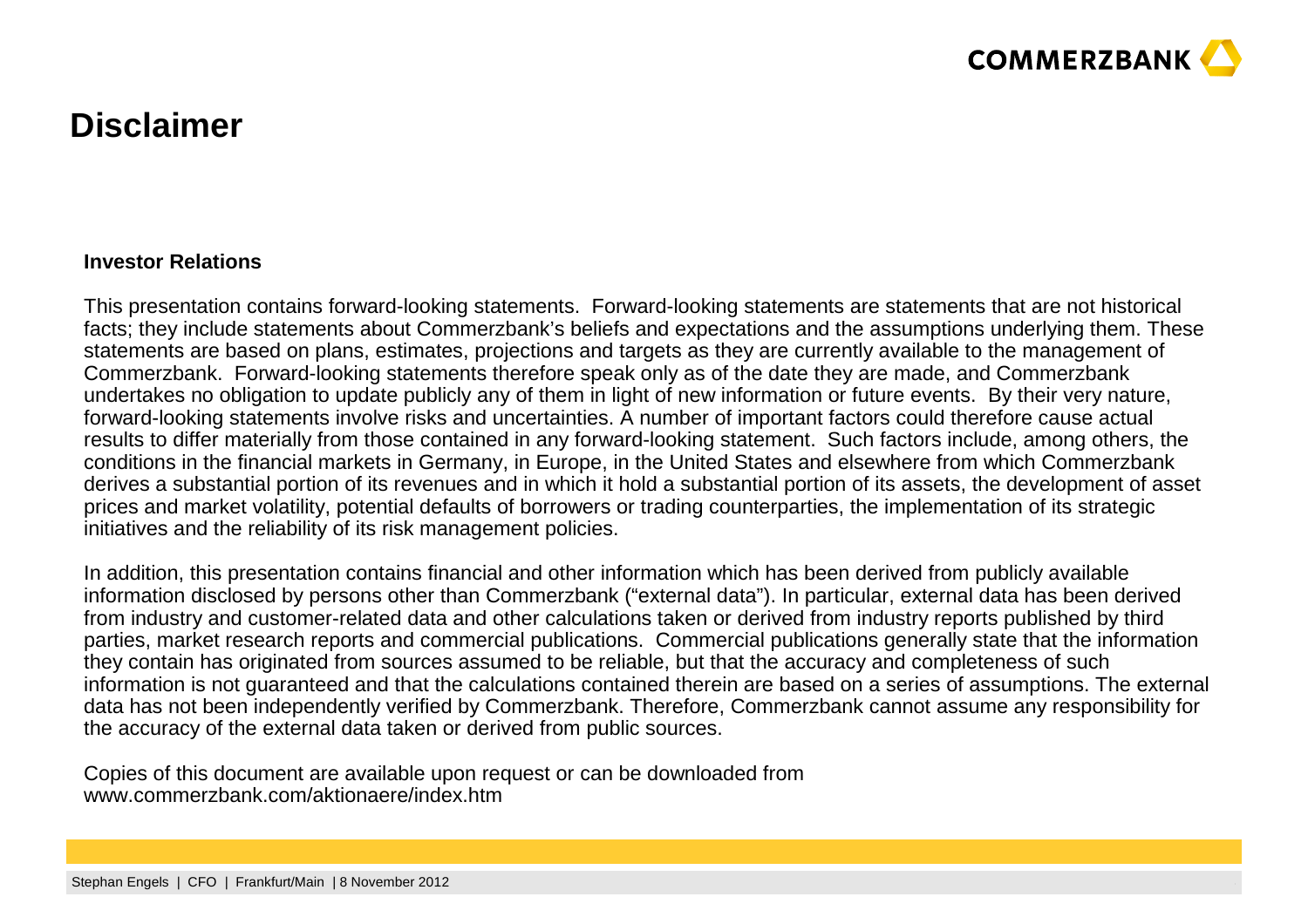# Disclaimer

**Investor Relations**

This presentation contains forward-looking statements. Forward-looking statements are statements that are not historical facts; they include statements about Commerzbank's beliefs and expectations and the assumptions underlying them. These statements are based on plans, estimates, projections and targets as they are currently available to the management of Commerzbank. Forward-looking statements therefore speak only as of the date they are made, and Commerzbank undertakes no obligation to update publicly any of them in light of new information or future events. By their very nature, forward-looking statements involve risks and uncertainties. A number of important factors could therefore cause actual results to differ materially from those contained in any forward-looking statement. Such factors include, among others, the conditions in the financial markets in Germany, in Europe, in the United States and elsewhere from which Commerzbank derives a substantial portion of its revenues and in which it hold a substantial portion of its assets, the development of asset prices and market volatility, potential defaults of borrowers or trading counterparties, the implementation of its strategic initiatives and the reliability of its risk management policies.

In addition, this presentation contains financial and other information which has been derived from publicly available information disclosed by persons other than Commerzbank ("external data"). In particular, external data has been derived from industry and customer-related data and other calculations taken or derived from industry reports published by third parties, market research reports and commercial publications. Commercial publications generally state that the information they contain has originated from sources assumed to be reliable, but that the accuracy and completeness of such information is not guaranteed and that the calculations contained therein are based on a series of assumptions. The external data has not been independently verified by Commerzbank. Therefore, Commerzbank cannot assume any responsibility for the accuracy of the external data taken or derived from public sources.

Copies of this document are available upon request or can be downloaded from www.commerzbank.com/aktionaere/index.htm